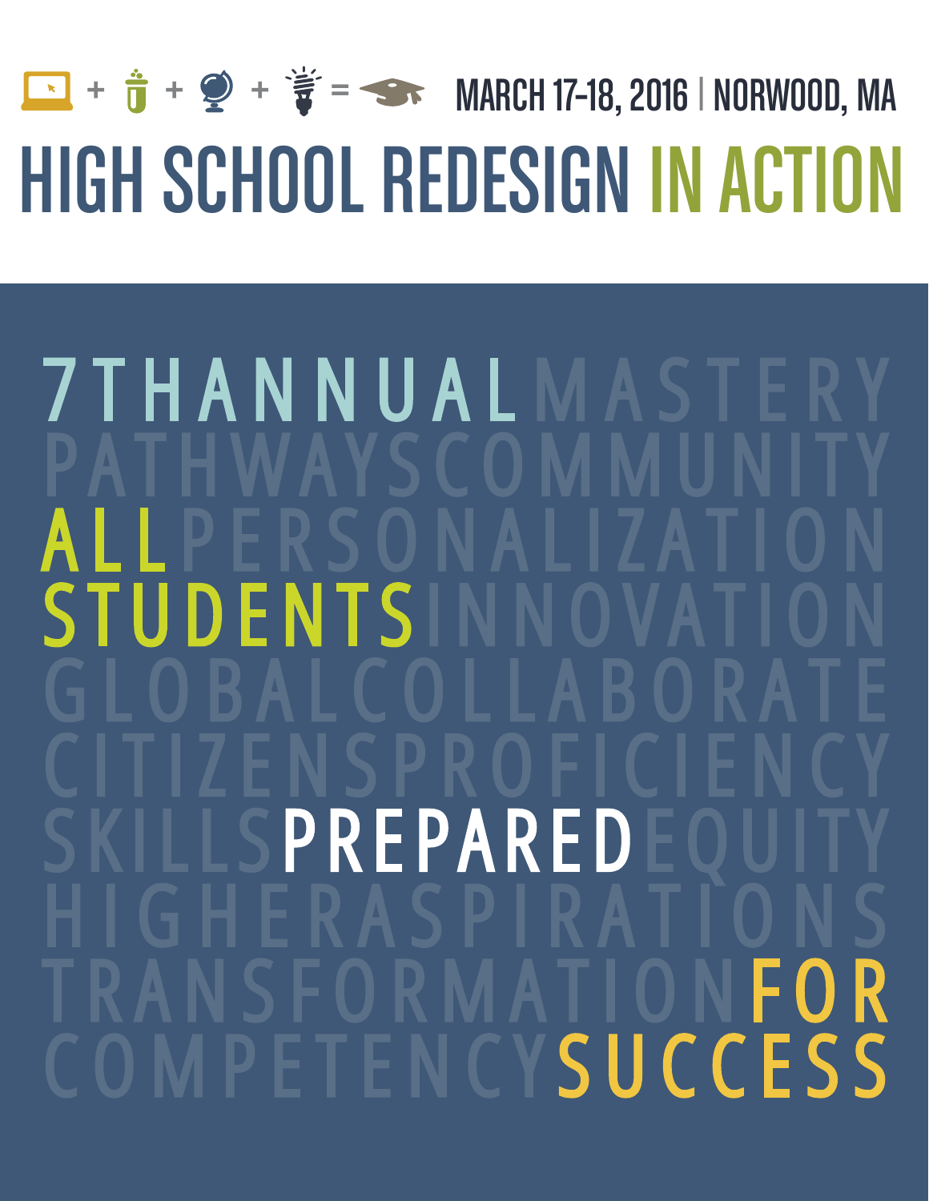MARCH 17-18, 2016 | NORWOOD, MA

# HIGH SCHOOL REDESIGN IN ACTION

## 7TH ANNUAL

MASTERY
PATHWAYS COMMUNITY

ALL PERSONALIZATION
STUDENTS INNOVATION

GLOBAL COLLABORATE
CITIZENS PROFICIENCY
SKILLS PREPARED EQUITY
HIGHER ASPIRATIONS
TRANSFORMATION FOR
COMPETENCY SUCCESS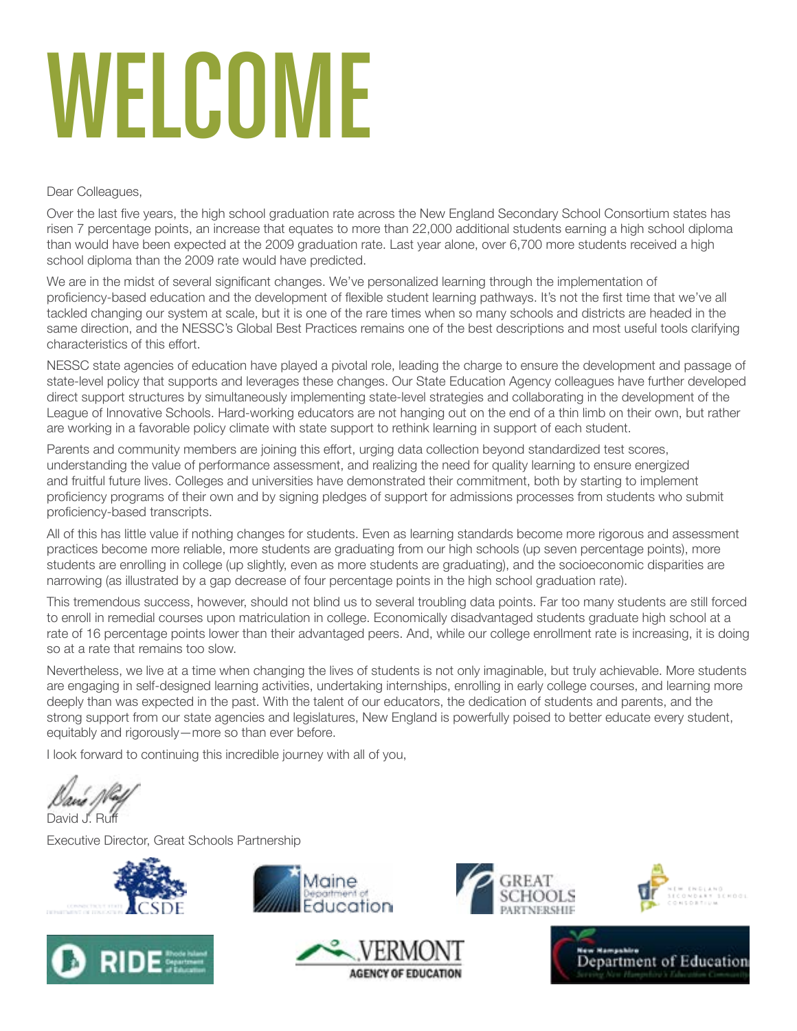# WELCOME

Dear Colleagues,

Over the last five years, the high school graduation rate across the New England Secondary School Consortium states has risen 7 percentage points, an increase that equates to more than 22,000 additional students earning a high school diploma than would have been expected at the 2009 graduation rate. Last year alone, over 6,700 more students received a high school diploma than the 2009 rate would have predicted.

We are in the midst of several significant changes. We've personalized learning through the implementation of proficiency-based education and the development of flexible student learning pathways. It's not the first time that we've all tackled changing our system at scale, but it is one of the rare times when so many schools and districts are headed in the same direction, and the NESSC's Global Best Practices remains one of the best descriptions and most useful tools clarifying characteristics of this effort.

NESSC state agencies of education have played a pivotal role, leading the charge to ensure the development and passage of state-level policy that supports and leverages these changes. Our State Education Agency colleagues have further developed direct support structures by simultaneously implementing state-level strategies and collaborating in the development of the League of Innovative Schools. Hard-working educators are not hanging out on the end of a thin limb on their own, but rather are working in a favorable policy climate with state support to rethink learning in support of each student.

Parents and community members are joining this effort, urging data collection beyond standardized test scores, understanding the value of performance assessment, and realizing the need for quality learning to ensure energized and fruitful future lives. Colleges and universities have demonstrated their commitment, both by starting to implement proficiency programs of their own and by signing pledges of support for admissions processes from students who submit proficiency-based transcripts.

All of this has little value if nothing changes for students. Even as learning standards become more rigorous and assessment practices become more reliable, more students are graduating from our high schools (up seven percentage points), more students are enrolling in college (up slightly, even as more students are graduating), and the socioeconomic disparities are narrowing (as illustrated by a gap decrease of four percentage points in the high school graduation rate).

This tremendous success, however, should not blind us to several troubling data points. Far too many students are still forced to enroll in remedial courses upon matriculation in college. Economically disadvantaged students graduate high school at a rate of 16 percentage points lower than their advantaged peers. And, while our college enrollment rate is increasing, it is doing so at a rate that remains too slow.

Nevertheless, we live at a time when changing the lives of students is not only imaginable, but truly achievable. More students are engaging in self-designed learning activities, undertaking internships, enrolling in early college courses, and learning more deeply than was expected in the past. With the talent of our educators, the dedication of students and parents, and the strong support from our state agencies and legislatures, New England is powerfully poised to better educate every student, equitably and rigorously—more so than ever before.

I look forward to continuing this incredible journey with all of you,

David J. Ruff

Executive Director, Great Schools Partnership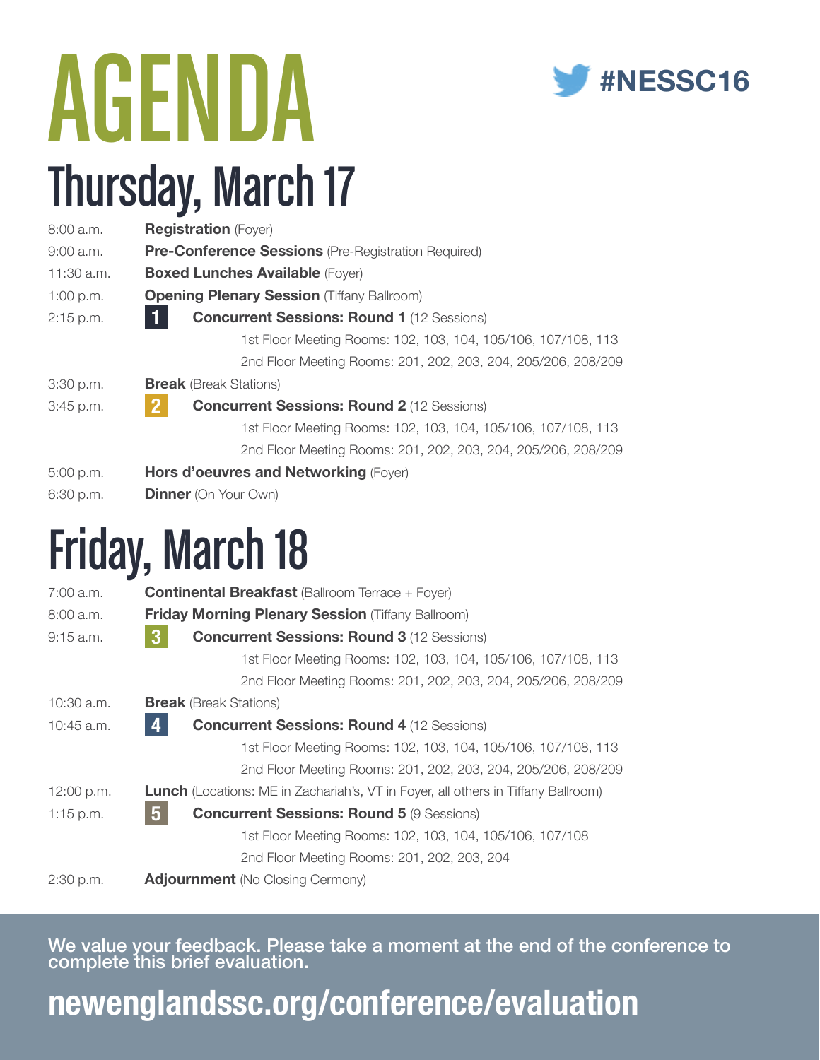# AGENDA

#NESSC16

## Thursday, March 17

| | |
|---|---|
| 8:00 a.m. | **Registration** (Foyer) |
| 9:00 a.m. | **Pre-Conference Sessions** (Pre-Registration Required) |
| 11:30 a.m. | **Boxed Lunches Available** (Foyer) |
| 1:00 p.m. | **Opening Plenary Session** (Tiffany Ballroom) |
| 2:15 p.m. | **1** **Concurrent Sessions: Round 1** (12 Sessions)<br>1st Floor Meeting Rooms: 102, 103, 104, 105/106, 107/108, 113<br>2nd Floor Meeting Rooms: 201, 202, 203, 204, 205/206, 208/209 |
| 3:30 p.m. | **Break** (Break Stations) |
| 3:45 p.m. | **2** **Concurrent Sessions: Round 2** (12 Sessions)<br>1st Floor Meeting Rooms: 102, 103, 104, 105/106, 107/108, 113<br>2nd Floor Meeting Rooms: 201, 202, 203, 204, 205/206, 208/209 |
| 5:00 p.m. | **Hors d'oeuvres and Networking** (Foyer) |
| 6:30 p.m. | **Dinner** (On Your Own) |

## Friday, March 18

| | |
|---|---|
| 7:00 a.m. | **Continental Breakfast** (Ballroom Terrace + Foyer) |
| 8:00 a.m. | **Friday Morning Plenary Session** (Tiffany Ballroom) |
| 9:15 a.m. | **3** **Concurrent Sessions: Round 3** (12 Sessions)<br>1st Floor Meeting Rooms: 102, 103, 104, 105/106, 107/108, 113<br>2nd Floor Meeting Rooms: 201, 202, 203, 204, 205/206, 208/209 |
| 10:30 a.m. | **Break** (Break Stations) |
| 10:45 a.m. | **4** **Concurrent Sessions: Round 4** (12 Sessions)<br>1st Floor Meeting Rooms: 102, 103, 104, 105/106, 107/108, 113<br>2nd Floor Meeting Rooms: 201, 202, 203, 204, 205/206, 208/209 |
| 12:00 p.m. | **Lunch** (Locations: ME in Zachariah's, VT in Foyer, all others in Tiffany Ballroom) |
| 1:15 p.m. | **5** **Concurrent Sessions: Round 5** (9 Sessions)<br>1st Floor Meeting Rooms: 102, 103, 104, 105/106, 107/108<br>2nd Floor Meeting Rooms: 201, 202, 203, 204 |
| 2:30 p.m. | **Adjournment** (No Closing Cermony) |

We value your feedback. Please take a moment at the end of the conference to complete this brief evaluation.

**newenglandssc.org/conference/evaluation**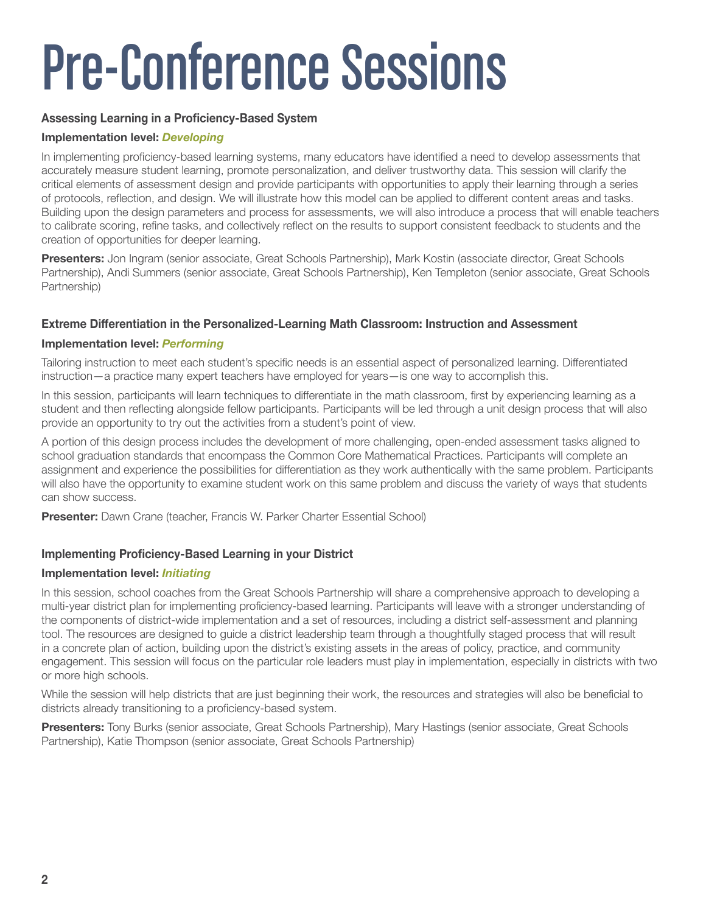# Pre-Conference Sessions

### Assessing Learning in a Proficiency-Based System

**Implementation level:** ***Developing***

In implementing proficiency-based learning systems, many educators have identified a need to develop assessments that accurately measure student learning, promote personalization, and deliver trustworthy data. This session will clarify the critical elements of assessment design and provide participants with opportunities to apply their learning through a series of protocols, reflection, and design. We will illustrate how this model can be applied to different content areas and tasks. Building upon the design parameters and process for assessments, we will also introduce a process that will enable teachers to calibrate scoring, refine tasks, and collectively reflect on the results to support consistent feedback to students and the creation of opportunities for deeper learning.

**Presenters:** Jon Ingram (senior associate, Great Schools Partnership), Mark Kostin (associate director, Great Schools Partnership), Andi Summers (senior associate, Great Schools Partnership), Ken Templeton (senior associate, Great Schools Partnership)

### Extreme Differentiation in the Personalized-Learning Math Classroom: Instruction and Assessment

**Implementation level:** ***Performing***

Tailoring instruction to meet each student's specific needs is an essential aspect of personalized learning. Differentiated instruction—a practice many expert teachers have employed for years—is one way to accomplish this.

In this session, participants will learn techniques to differentiate in the math classroom, first by experiencing learning as a student and then reflecting alongside fellow participants. Participants will be led through a unit design process that will also provide an opportunity to try out the activities from a student's point of view.

A portion of this design process includes the development of more challenging, open-ended assessment tasks aligned to school graduation standards that encompass the Common Core Mathematical Practices. Participants will complete an assignment and experience the possibilities for differentiation as they work authentically with the same problem. Participants will also have the opportunity to examine student work on this same problem and discuss the variety of ways that students can show success.

**Presenter:** Dawn Crane (teacher, Francis W. Parker Charter Essential School)

### Implementing Proficiency-Based Learning in your District

**Implementation level:** ***Initiating***

In this session, school coaches from the Great Schools Partnership will share a comprehensive approach to developing a multi-year district plan for implementing proficiency-based learning. Participants will leave with a stronger understanding of the components of district-wide implementation and a set of resources, including a district self-assessment and planning tool. The resources are designed to guide a district leadership team through a thoughtfully staged process that will result in a concrete plan of action, building upon the district's existing assets in the areas of policy, practice, and community engagement. This session will focus on the particular role leaders must play in implementation, especially in districts with two or more high schools.

While the session will help districts that are just beginning their work, the resources and strategies will also be beneficial to districts already transitioning to a proficiency-based system.

**Presenters:** Tony Burks (senior associate, Great Schools Partnership), Mary Hastings (senior associate, Great Schools Partnership), Katie Thompson (senior associate, Great Schools Partnership)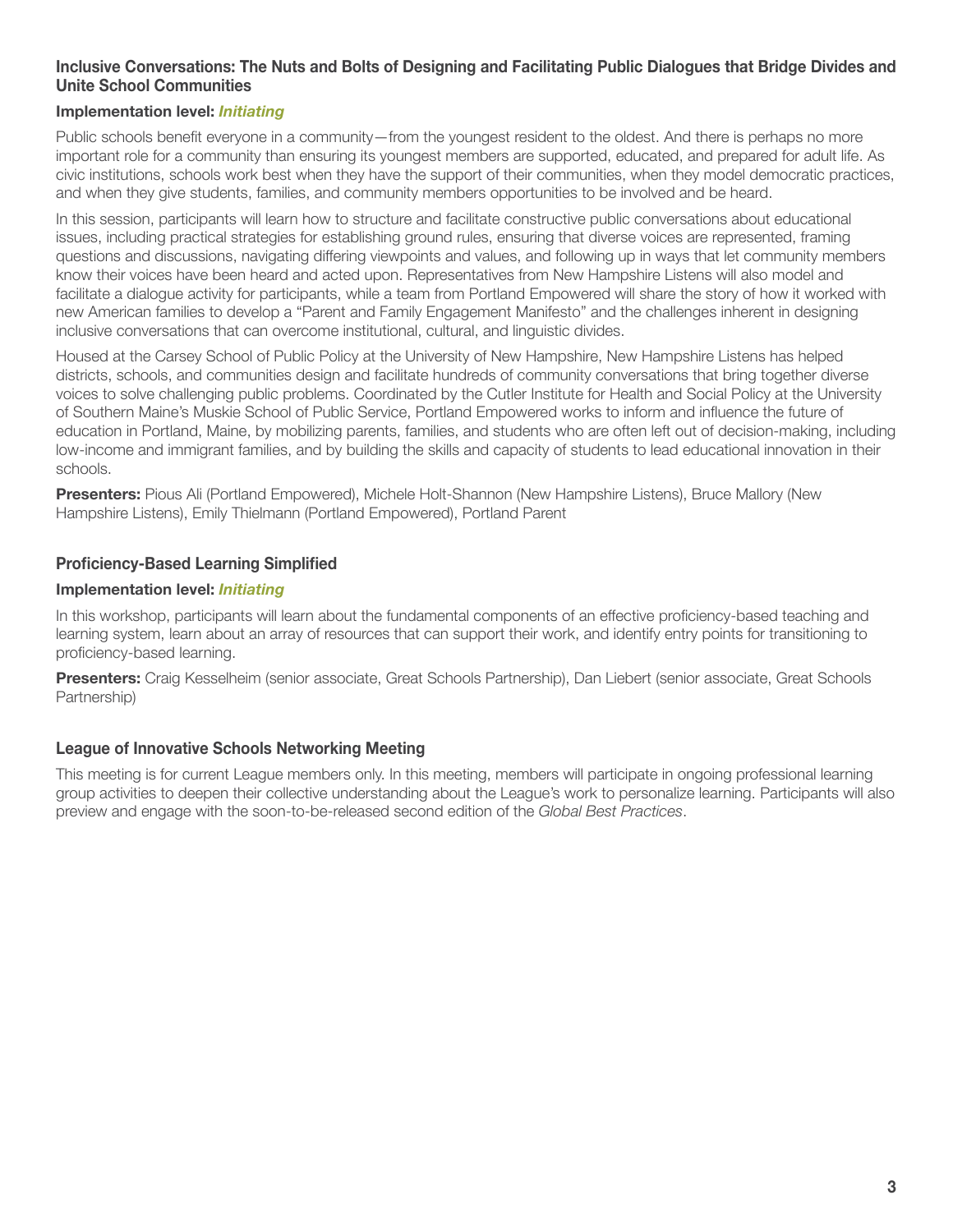### Inclusive Conversations: The Nuts and Bolts of Designing and Facilitating Public Dialogues that Bridge Divides and Unite School Communities

**Implementation level:** ***Initiating***

Public schools benefit everyone in a community—from the youngest resident to the oldest. And there is perhaps no more important role for a community than ensuring its youngest members are supported, educated, and prepared for adult life. As civic institutions, schools work best when they have the support of their communities, when they model democratic practices, and when they give students, families, and community members opportunities to be involved and be heard.

In this session, participants will learn how to structure and facilitate constructive public conversations about educational issues, including practical strategies for establishing ground rules, ensuring that diverse voices are represented, framing questions and discussions, navigating differing viewpoints and values, and following up in ways that let community members know their voices have been heard and acted upon. Representatives from New Hampshire Listens will also model and facilitate a dialogue activity for participants, while a team from Portland Empowered will share the story of how it worked with new American families to develop a "Parent and Family Engagement Manifesto" and the challenges inherent in designing inclusive conversations that can overcome institutional, cultural, and linguistic divides.

Housed at the Carsey School of Public Policy at the University of New Hampshire, New Hampshire Listens has helped districts, schools, and communities design and facilitate hundreds of community conversations that bring together diverse voices to solve challenging public problems. Coordinated by the Cutler Institute for Health and Social Policy at the University of Southern Maine's Muskie School of Public Service, Portland Empowered works to inform and influence the future of education in Portland, Maine, by mobilizing parents, families, and students who are often left out of decision-making, including low-income and immigrant families, and by building the skills and capacity of students to lead educational innovation in their schools.

**Presenters:** Pious Ali (Portland Empowered), Michele Holt-Shannon (New Hampshire Listens), Bruce Mallory (New Hampshire Listens), Emily Thielmann (Portland Empowered), Portland Parent

### Proficiency-Based Learning Simplified

**Implementation level:** ***Initiating***

In this workshop, participants will learn about the fundamental components of an effective proficiency-based teaching and learning system, learn about an array of resources that can support their work, and identify entry points for transitioning to proficiency-based learning.

**Presenters:** Craig Kesselheim (senior associate, Great Schools Partnership), Dan Liebert (senior associate, Great Schools Partnership)

### League of Innovative Schools Networking Meeting

This meeting is for current League members only. In this meeting, members will participate in ongoing professional learning group activities to deepen their collective understanding about the League's work to personalize learning. Participants will also preview and engage with the soon-to-be-released second edition of the *Global Best Practices*.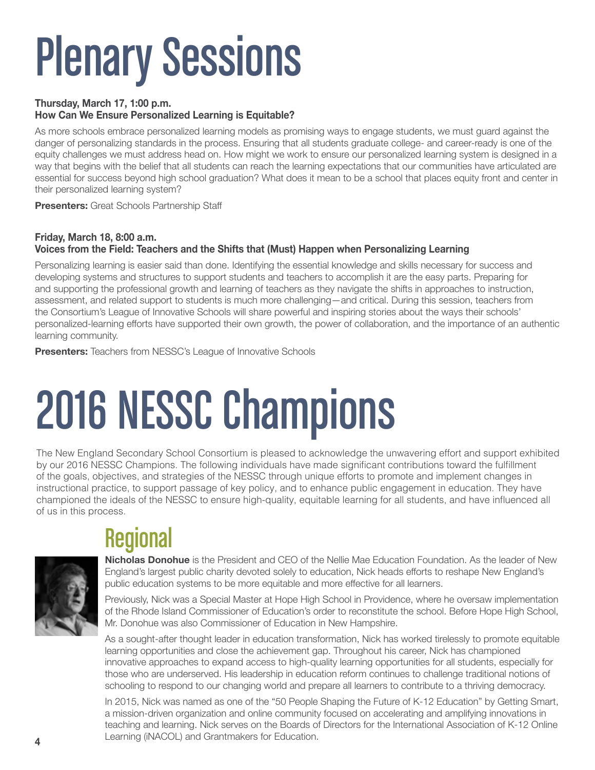# Plenary Sessions

**Thursday, March 17, 1:00 p.m.**
**How Can We Ensure Personalized Learning is Equitable?**

As more schools embrace personalized learning models as promising ways to engage students, we must guard against the danger of personalizing standards in the process. Ensuring that all students graduate college- and career-ready is one of the equity challenges we must address head on. How might we work to ensure our personalized learning system is designed in a way that begins with the belief that all students can reach the learning expectations that our communities have articulated are essential for success beyond high school graduation? What does it mean to be a school that places equity front and center in their personalized learning system?

**Presenters:** Great Schools Partnership Staff

**Friday, March 18, 8:00 a.m.**
**Voices from the Field: Teachers and the Shifts that (Must) Happen when Personalizing Learning**

Personalizing learning is easier said than done. Identifying the essential knowledge and skills necessary for success and developing systems and structures to support students and teachers to accomplish it are the easy parts. Preparing for and supporting the professional growth and learning of teachers as they navigate the shifts in approaches to instruction, assessment, and related support to students is much more challenging—and critical. During this session, teachers from the Consortium's League of Innovative Schools will share powerful and inspiring stories about the ways their schools' personalized-learning efforts have supported their own growth, the power of collaboration, and the importance of an authentic learning community.

**Presenters:** Teachers from NESSC's League of Innovative Schools

# 2016 NESSC Champions

The New England Secondary School Consortium is pleased to acknowledge the unwavering effort and support exhibited by our 2016 NESSC Champions. The following individuals have made significant contributions toward the fulfillment of the goals, objectives, and strategies of the NESSC through unique efforts to promote and implement changes in instructional practice, to support passage of key policy, and to enhance public engagement in education. They have championed the ideals of the NESSC to ensure high-quality, equitable learning for all students, and have influenced all of us in this process.

## Regional

**Nicholas Donohue** is the President and CEO of the Nellie Mae Education Foundation. As the leader of New England's largest public charity devoted solely to education, Nick heads efforts to reshape New England's public education systems to be more equitable and more effective for all learners.

Previously, Nick was a Special Master at Hope High School in Providence, where he oversaw implementation of the Rhode Island Commissioner of Education's order to reconstitute the school. Before Hope High School, Mr. Donohue was also Commissioner of Education in New Hampshire.

As a sought-after thought leader in education transformation, Nick has worked tirelessly to promote equitable learning opportunities and close the achievement gap. Throughout his career, Nick has championed innovative approaches to expand access to high-quality learning opportunities for all students, especially for those who are underserved. His leadership in education reform continues to challenge traditional notions of schooling to respond to our changing world and prepare all learners to contribute to a thriving democracy.

In 2015, Nick was named as one of the "50 People Shaping the Future of K-12 Education" by Getting Smart, a mission-driven organization and online community focused on accelerating and amplifying innovations in teaching and learning. Nick serves on the Boards of Directors for the International Association of K-12 Online Learning (iNACOL) and Grantmakers for Education.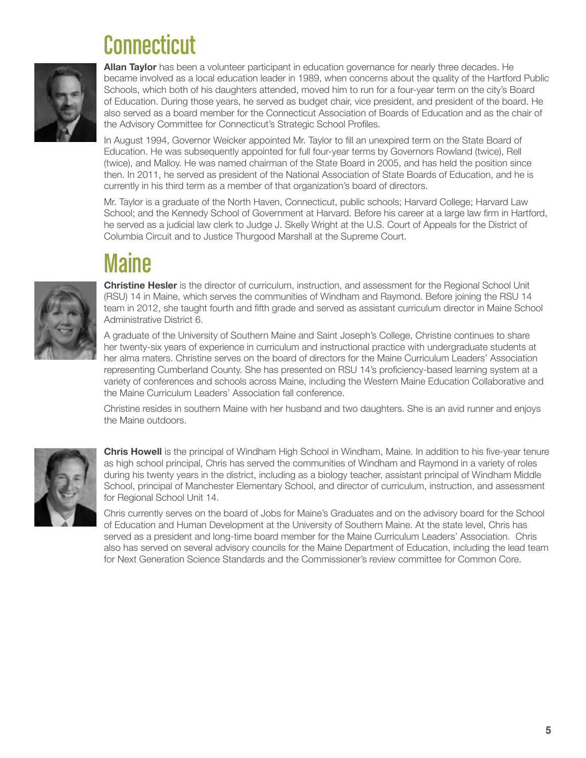# Connecticut

**Allan Taylor** has been a volunteer participant in education governance for nearly three decades. He became involved as a local education leader in 1989, when concerns about the quality of the Hartford Public Schools, which both of his daughters attended, moved him to run for a four-year term on the city's Board of Education. During those years, he served as budget chair, vice president, and president of the board. He also served as a board member for the Connecticut Association of Boards of Education and as the chair of the Advisory Committee for Connecticut's Strategic School Profiles.

In August 1994, Governor Weicker appointed Mr. Taylor to fill an unexpired term on the State Board of Education. He was subsequently appointed for full four-year terms by Governors Rowland (twice), Rell (twice), and Malloy. He was named chairman of the State Board in 2005, and has held the position since then. In 2011, he served as president of the National Association of State Boards of Education, and he is currently in his third term as a member of that organization's board of directors.

Mr. Taylor is a graduate of the North Haven, Connecticut, public schools; Harvard College; Harvard Law School; and the Kennedy School of Government at Harvard. Before his career at a large law firm in Hartford, he served as a judicial law clerk to Judge J. Skelly Wright at the U.S. Court of Appeals for the District of Columbia Circuit and to Justice Thurgood Marshall at the Supreme Court.

# Maine

**Christine Hesler** is the director of curriculum, instruction, and assessment for the Regional School Unit (RSU) 14 in Maine, which serves the communities of Windham and Raymond. Before joining the RSU 14 team in 2012, she taught fourth and fifth grade and served as assistant curriculum director in Maine School Administrative District 6.

A graduate of the University of Southern Maine and Saint Joseph's College, Christine continues to share her twenty-six years of experience in curriculum and instructional practice with undergraduate students at her alma maters. Christine serves on the board of directors for the Maine Curriculum Leaders' Association representing Cumberland County. She has presented on RSU 14's proficiency-based learning system at a variety of conferences and schools across Maine, including the Western Maine Education Collaborative and the Maine Curriculum Leaders' Association fall conference.

Christine resides in southern Maine with her husband and two daughters. She is an avid runner and enjoys the Maine outdoors.

**Chris Howell** is the principal of Windham High School in Windham, Maine. In addition to his five-year tenure as high school principal, Chris has served the communities of Windham and Raymond in a variety of roles during his twenty years in the district, including as a biology teacher, assistant principal of Windham Middle School, principal of Manchester Elementary School, and director of curriculum, instruction, and assessment for Regional School Unit 14.

Chris currently serves on the board of Jobs for Maine's Graduates and on the advisory board for the School of Education and Human Development at the University of Southern Maine. At the state level, Chris has served as a president and long-time board member for the Maine Curriculum Leaders' Association. Chris also has served on several advisory councils for the Maine Department of Education, including the lead team for Next Generation Science Standards and the Commissioner's review committee for Common Core.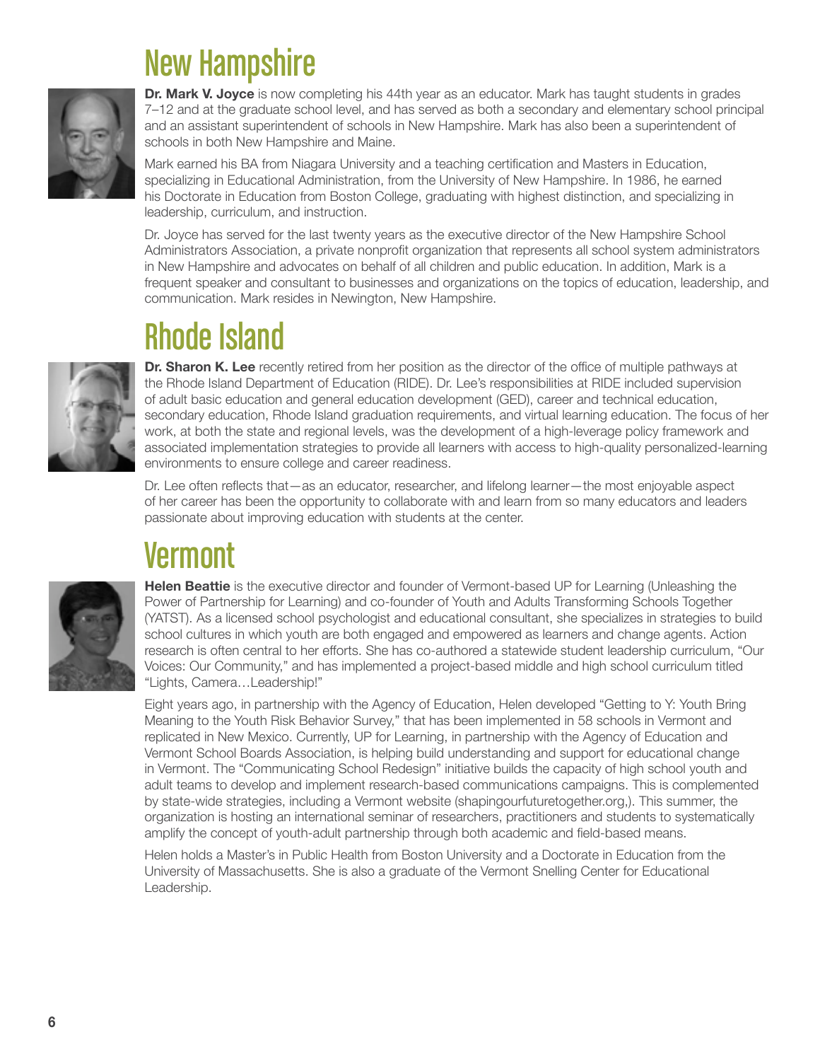# New Hampshire

**Dr. Mark V. Joyce** is now completing his 44th year as an educator. Mark has taught students in grades 7–12 and at the graduate school level, and has served as both a secondary and elementary school principal and an assistant superintendent of schools in New Hampshire. Mark has also been a superintendent of schools in both New Hampshire and Maine.

Mark earned his BA from Niagara University and a teaching certification and Masters in Education, specializing in Educational Administration, from the University of New Hampshire. In 1986, he earned his Doctorate in Education from Boston College, graduating with highest distinction, and specializing in leadership, curriculum, and instruction.

Dr. Joyce has served for the last twenty years as the executive director of the New Hampshire School Administrators Association, a private nonprofit organization that represents all school system administrators in New Hampshire and advocates on behalf of all children and public education. In addition, Mark is a frequent speaker and consultant to businesses and organizations on the topics of education, leadership, and communication. Mark resides in Newington, New Hampshire.

# Rhode Island

**Dr. Sharon K. Lee** recently retired from her position as the director of the office of multiple pathways at the Rhode Island Department of Education (RIDE). Dr. Lee's responsibilities at RIDE included supervision of adult basic education and general education development (GED), career and technical education, secondary education, Rhode Island graduation requirements, and virtual learning education. The focus of her work, at both the state and regional levels, was the development of a high-leverage policy framework and associated implementation strategies to provide all learners with access to high-quality personalized-learning environments to ensure college and career readiness.

Dr. Lee often reflects that—as an educator, researcher, and lifelong learner—the most enjoyable aspect of her career has been the opportunity to collaborate with and learn from so many educators and leaders passionate about improving education with students at the center.

# Vermont

**Helen Beattie** is the executive director and founder of Vermont-based UP for Learning (Unleashing the Power of Partnership for Learning) and co-founder of Youth and Adults Transforming Schools Together (YATST). As a licensed school psychologist and educational consultant, she specializes in strategies to build school cultures in which youth are both engaged and empowered as learners and change agents. Action research is often central to her efforts. She has co-authored a statewide student leadership curriculum, "Our Voices: Our Community," and has implemented a project-based middle and high school curriculum titled "Lights, Camera…Leadership!"

Eight years ago, in partnership with the Agency of Education, Helen developed "Getting to Y: Youth Bring Meaning to the Youth Risk Behavior Survey," that has been implemented in 58 schools in Vermont and replicated in New Mexico. Currently, UP for Learning, in partnership with the Agency of Education and Vermont School Boards Association, is helping build understanding and support for educational change in Vermont. The "Communicating School Redesign" initiative builds the capacity of high school youth and adult teams to develop and implement research-based communications campaigns. This is complemented by state-wide strategies, including a Vermont website (shapingourfuturetogether.org,). This summer, the organization is hosting an international seminar of researchers, practitioners and students to systematically amplify the concept of youth-adult partnership through both academic and field-based means.

Helen holds a Master's in Public Health from Boston University and a Doctorate in Education from the University of Massachusetts. She is also a graduate of the Vermont Snelling Center for Educational Leadership.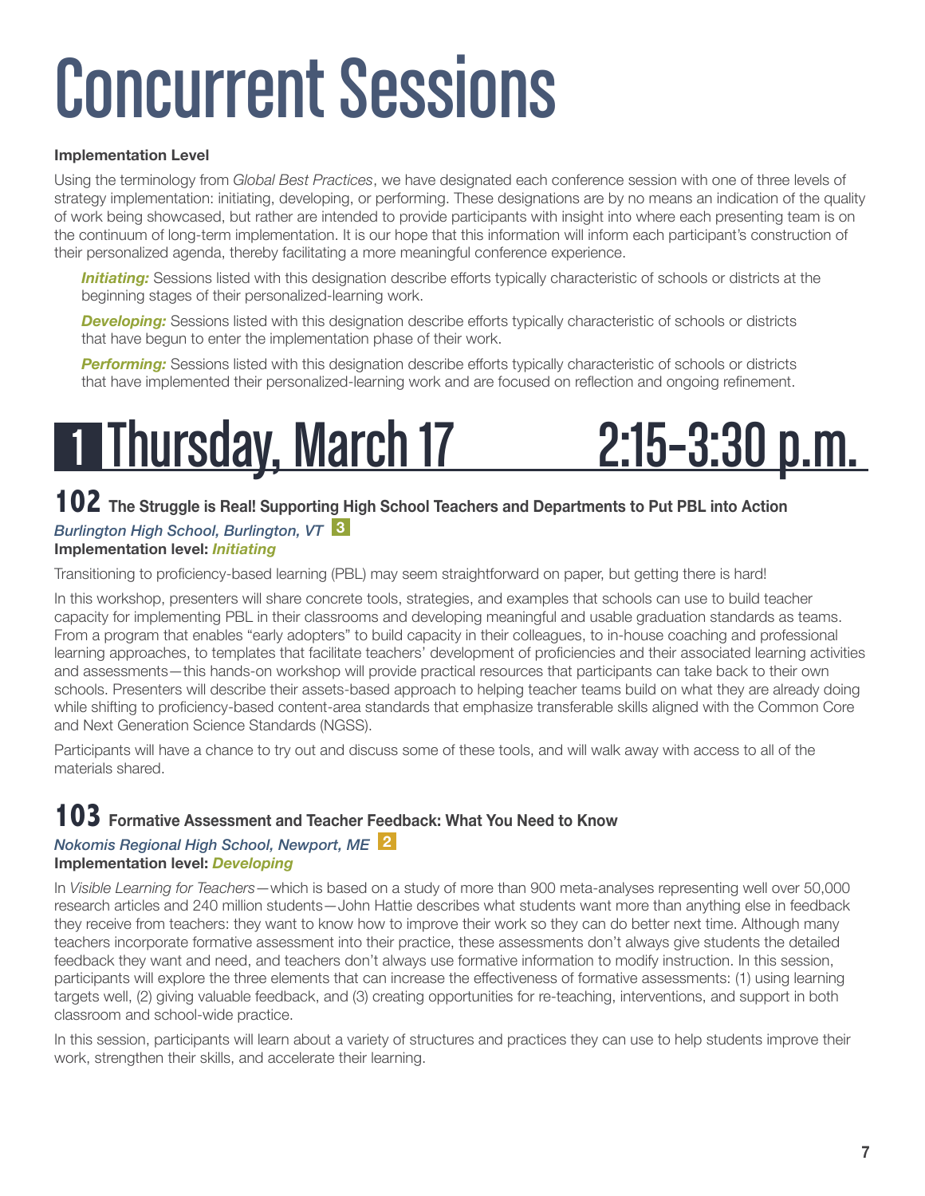# Concurrent Sessions

**Implementation Level**

Using the terminology from *Global Best Practices*, we have designated each conference session with one of three levels of strategy implementation: initiating, developing, or performing. These designations are by no means an indication of the quality of work being showcased, but rather are intended to provide participants with insight into where each presenting team is on the continuum of long-term implementation. It is our hope that this information will inform each participant's construction of their personalized agenda, thereby facilitating a more meaningful conference experience.

***Initiating:*** Sessions listed with this designation describe efforts typically characteristic of schools or districts at the beginning stages of their personalized-learning work.

***Developing:*** Sessions listed with this designation describe efforts typically characteristic of schools or districts that have begun to enter the implementation phase of their work.

***Performing:*** Sessions listed with this designation describe efforts typically characteristic of schools or districts that have implemented their personalized-learning work and are focused on reflection and ongoing refinement.

# 1 Thursday, March 17 2:15–3:30 p.m.

## 102 The Struggle is Real! Supporting High School Teachers and Departments to Put PBL into Action

*Burlington High School, Burlington, VT* 3

**Implementation level:** ***Initiating***

Transitioning to proficiency-based learning (PBL) may seem straightforward on paper, but getting there is hard!

In this workshop, presenters will share concrete tools, strategies, and examples that schools can use to build teacher capacity for implementing PBL in their classrooms and developing meaningful and usable graduation standards as teams. From a program that enables "early adopters" to build capacity in their colleagues, to in-house coaching and professional learning approaches, to templates that facilitate teachers' development of proficiencies and their associated learning activities and assessments—this hands-on workshop will provide practical resources that participants can take back to their own schools. Presenters will describe their assets-based approach to helping teacher teams build on what they are already doing while shifting to proficiency-based content-area standards that emphasize transferable skills aligned with the Common Core and Next Generation Science Standards (NGSS).

Participants will have a chance to try out and discuss some of these tools, and will walk away with access to all of the materials shared.

## 103 Formative Assessment and Teacher Feedback: What You Need to Know

*Nokomis Regional High School, Newport, ME* 2

**Implementation level:** ***Developing***

In *Visible Learning for Teachers*—which is based on a study of more than 900 meta-analyses representing well over 50,000 research articles and 240 million students—John Hattie describes what students want more than anything else in feedback they receive from teachers: they want to know how to improve their work so they can do better next time. Although many teachers incorporate formative assessment into their practice, these assessments don't always give students the detailed feedback they want and need, and teachers don't always use formative information to modify instruction. In this session, participants will explore the three elements that can increase the effectiveness of formative assessments: (1) using learning targets well, (2) giving valuable feedback, and (3) creating opportunities for re-teaching, interventions, and support in both classroom and school-wide practice.

In this session, participants will learn about a variety of structures and practices they can use to help students improve their work, strengthen their skills, and accelerate their learning.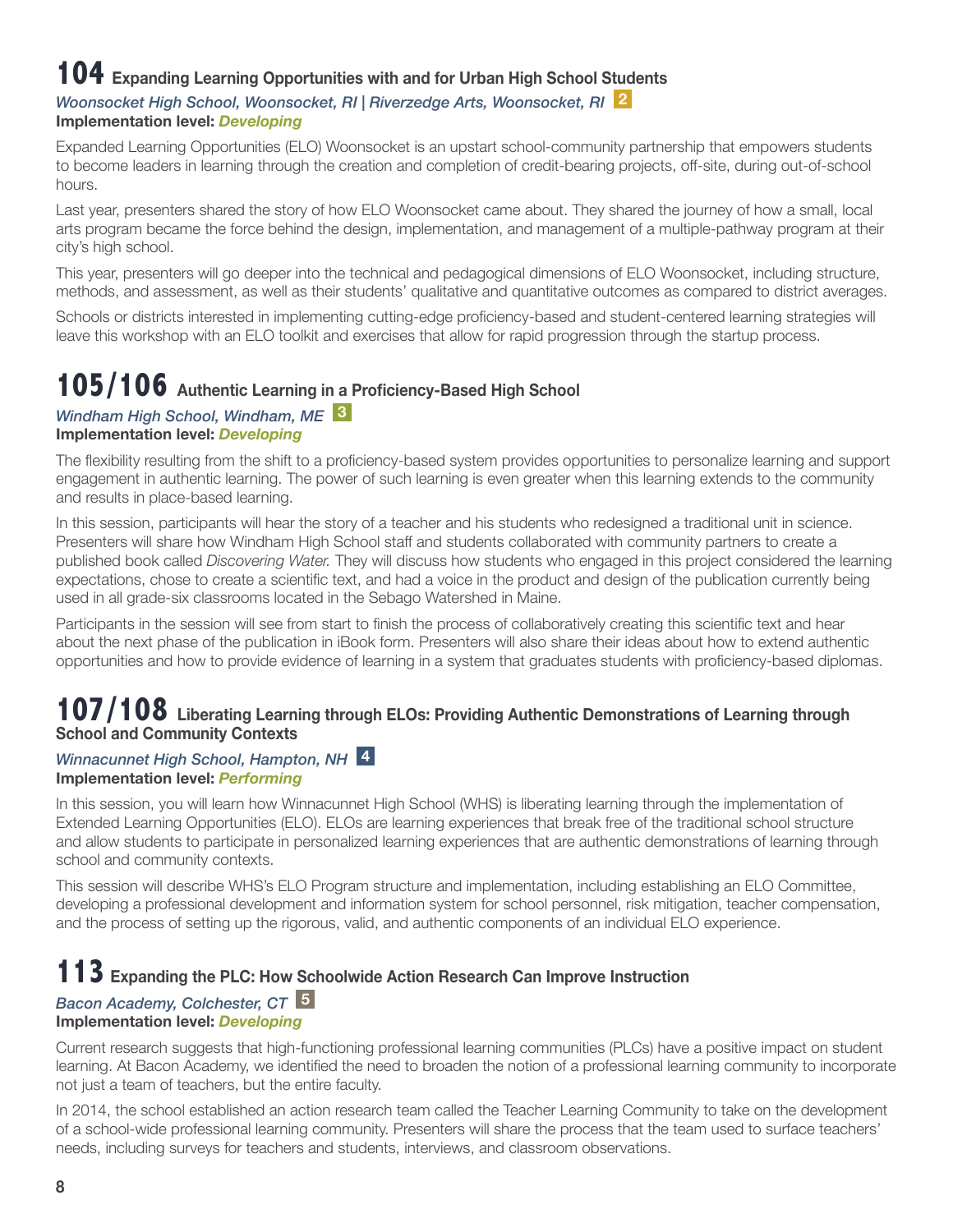## 104 Expanding Learning Opportunities with and for Urban High School Students

*Woonsocket High School, Woonsocket, RI | Riverzedge Arts, Woonsocket, RI* 2

**Implementation level: *Developing***

Expanded Learning Opportunities (ELO) Woonsocket is an upstart school-community partnership that empowers students to become leaders in learning through the creation and completion of credit-bearing projects, off-site, during out-of-school hours.

Last year, presenters shared the story of how ELO Woonsocket came about. They shared the journey of how a small, local arts program became the force behind the design, implementation, and management of a multiple-pathway program at their city's high school.

This year, presenters will go deeper into the technical and pedagogical dimensions of ELO Woonsocket, including structure, methods, and assessment, as well as their students' qualitative and quantitative outcomes as compared to district averages.

Schools or districts interested in implementing cutting-edge proficiency-based and student-centered learning strategies will leave this workshop with an ELO toolkit and exercises that allow for rapid progression through the startup process.

## 105/106 Authentic Learning in a Proficiency-Based High School

*Windham High School, Windham, ME* 3

**Implementation level: *Developing***

The flexibility resulting from the shift to a proficiency-based system provides opportunities to personalize learning and support engagement in authentic learning. The power of such learning is even greater when this learning extends to the community and results in place-based learning.

In this session, participants will hear the story of a teacher and his students who redesigned a traditional unit in science. Presenters will share how Windham High School staff and students collaborated with community partners to create a published book called *Discovering Water.* They will discuss how students who engaged in this project considered the learning expectations, chose to create a scientific text, and had a voice in the product and design of the publication currently being used in all grade-six classrooms located in the Sebago Watershed in Maine.

Participants in the session will see from start to finish the process of collaboratively creating this scientific text and hear about the next phase of the publication in iBook form. Presenters will also share their ideas about how to extend authentic opportunities and how to provide evidence of learning in a system that graduates students with proficiency-based diplomas.

## 107/108 Liberating Learning through ELOs: Providing Authentic Demonstrations of Learning through School and Community Contexts

*Winnacunnet High School, Hampton, NH* 4

**Implementation level: *Performing***

In this session, you will learn how Winnacunnet High School (WHS) is liberating learning through the implementation of Extended Learning Opportunities (ELO). ELOs are learning experiences that break free of the traditional school structure and allow students to participate in personalized learning experiences that are authentic demonstrations of learning through school and community contexts.

This session will describe WHS's ELO Program structure and implementation, including establishing an ELO Committee, developing a professional development and information system for school personnel, risk mitigation, teacher compensation, and the process of setting up the rigorous, valid, and authentic components of an individual ELO experience.

## 113 Expanding the PLC: How Schoolwide Action Research Can Improve Instruction

*Bacon Academy, Colchester, CT* 5

**Implementation level: *Developing***

Current research suggests that high-functioning professional learning communities (PLCs) have a positive impact on student learning. At Bacon Academy, we identified the need to broaden the notion of a professional learning community to incorporate not just a team of teachers, but the entire faculty.

In 2014, the school established an action research team called the Teacher Learning Community to take on the development of a school-wide professional learning community. Presenters will share the process that the team used to surface teachers' needs, including surveys for teachers and students, interviews, and classroom observations.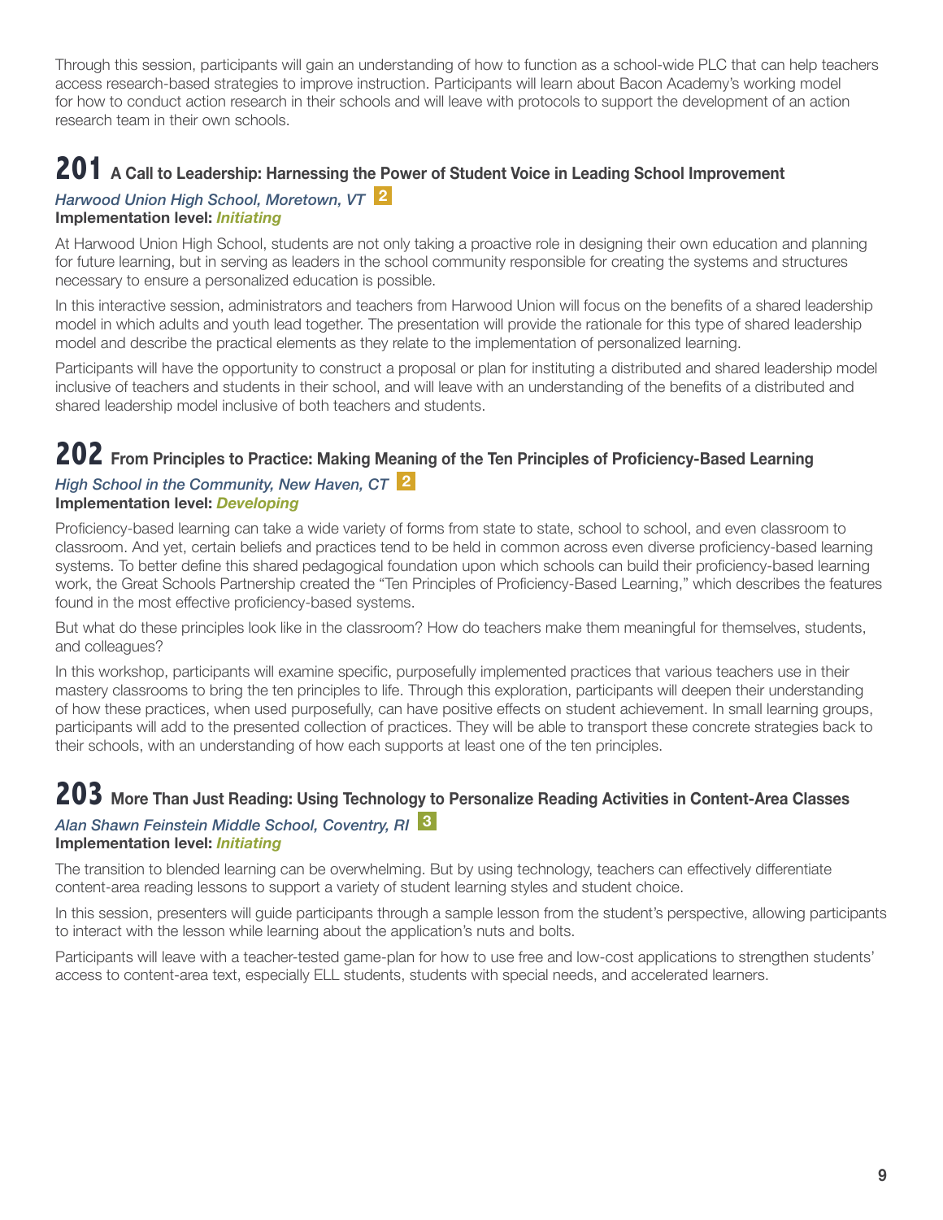Through this session, participants will gain an understanding of how to function as a school-wide PLC that can help teachers access research-based strategies to improve instruction. Participants will learn about Bacon Academy's working model for how to conduct action research in their schools and will leave with protocols to support the development of an action research team in their own schools.

## 201 A Call to Leadership: Harnessing the Power of Student Voice in Leading School Improvement

*Harwood Union High School, Moretown, VT* **2**
**Implementation level:** ***Initiating***

At Harwood Union High School, students are not only taking a proactive role in designing their own education and planning for future learning, but in serving as leaders in the school community responsible for creating the systems and structures necessary to ensure a personalized education is possible.

In this interactive session, administrators and teachers from Harwood Union will focus on the benefits of a shared leadership model in which adults and youth lead together. The presentation will provide the rationale for this type of shared leadership model and describe the practical elements as they relate to the implementation of personalized learning.

Participants will have the opportunity to construct a proposal or plan for instituting a distributed and shared leadership model inclusive of teachers and students in their school, and will leave with an understanding of the benefits of a distributed and shared leadership model inclusive of both teachers and students.

## 202 From Principles to Practice: Making Meaning of the Ten Principles of Proficiency-Based Learning

*High School in the Community, New Haven, CT* **2**
**Implementation level:** ***Developing***

Proficiency-based learning can take a wide variety of forms from state to state, school to school, and even classroom to classroom. And yet, certain beliefs and practices tend to be held in common across even diverse proficiency-based learning systems. To better define this shared pedagogical foundation upon which schools can build their proficiency-based learning work, the Great Schools Partnership created the "Ten Principles of Proficiency-Based Learning," which describes the features found in the most effective proficiency-based systems.

But what do these principles look like in the classroom? How do teachers make them meaningful for themselves, students, and colleagues?

In this workshop, participants will examine specific, purposefully implemented practices that various teachers use in their mastery classrooms to bring the ten principles to life. Through this exploration, participants will deepen their understanding of how these practices, when used purposefully, can have positive effects on student achievement. In small learning groups, participants will add to the presented collection of practices. They will be able to transport these concrete strategies back to their schools, with an understanding of how each supports at least one of the ten principles.

## 203 More Than Just Reading: Using Technology to Personalize Reading Activities in Content-Area Classes

*Alan Shawn Feinstein Middle School, Coventry, RI* **3**
**Implementation level:** ***Initiating***

The transition to blended learning can be overwhelming. But by using technology, teachers can effectively differentiate content-area reading lessons to support a variety of student learning styles and student choice.

In this session, presenters will guide participants through a sample lesson from the student's perspective, allowing participants to interact with the lesson while learning about the application's nuts and bolts.

Participants will leave with a teacher-tested game-plan for how to use free and low-cost applications to strengthen students' access to content-area text, especially ELL students, students with special needs, and accelerated learners.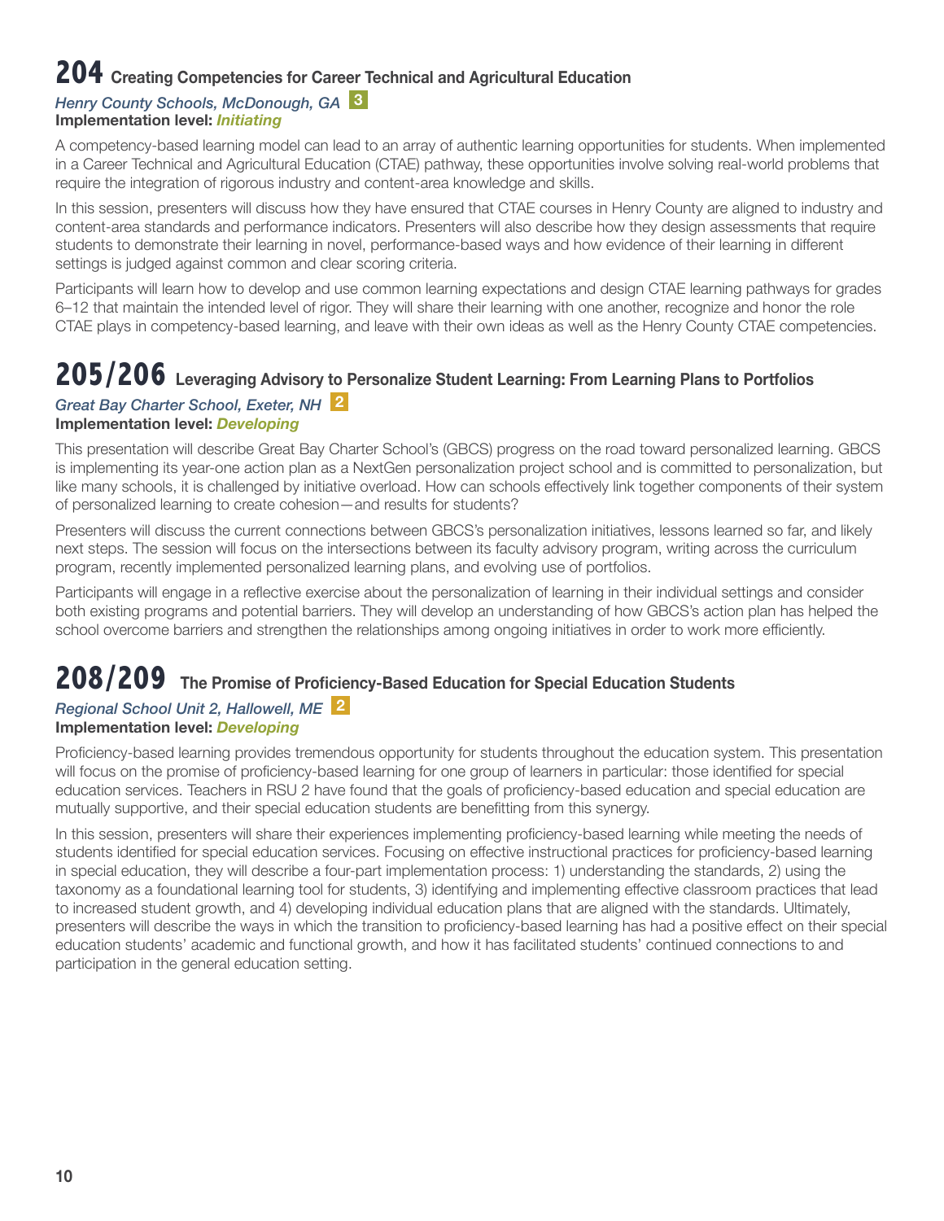## 204 Creating Competencies for Career Technical and Agricultural Education

*Henry County Schools, McDonough, GA* **3**
**Implementation level:** ***Initiating***

A competency-based learning model can lead to an array of authentic learning opportunities for students. When implemented in a Career Technical and Agricultural Education (CTAE) pathway, these opportunities involve solving real-world problems that require the integration of rigorous industry and content-area knowledge and skills.

In this session, presenters will discuss how they have ensured that CTAE courses in Henry County are aligned to industry and content-area standards and performance indicators. Presenters will also describe how they design assessments that require students to demonstrate their learning in novel, performance-based ways and how evidence of their learning in different settings is judged against common and clear scoring criteria.

Participants will learn how to develop and use common learning expectations and design CTAE learning pathways for grades 6–12 that maintain the intended level of rigor. They will share their learning with one another, recognize and honor the role CTAE plays in competency-based learning, and leave with their own ideas as well as the Henry County CTAE competencies.

## 205/206 Leveraging Advisory to Personalize Student Learning: From Learning Plans to Portfolios

*Great Bay Charter School, Exeter, NH* **2**
**Implementation level:** ***Developing***

This presentation will describe Great Bay Charter School's (GBCS) progress on the road toward personalized learning. GBCS is implementing its year-one action plan as a NextGen personalization project school and is committed to personalization, but like many schools, it is challenged by initiative overload. How can schools effectively link together components of their system of personalized learning to create cohesion—and results for students?

Presenters will discuss the current connections between GBCS's personalization initiatives, lessons learned so far, and likely next steps. The session will focus on the intersections between its faculty advisory program, writing across the curriculum program, recently implemented personalized learning plans, and evolving use of portfolios.

Participants will engage in a reflective exercise about the personalization of learning in their individual settings and consider both existing programs and potential barriers. They will develop an understanding of how GBCS's action plan has helped the school overcome barriers and strengthen the relationships among ongoing initiatives in order to work more efficiently.

## 208/209 The Promise of Proficiency-Based Education for Special Education Students

*Regional School Unit 2, Hallowell, ME* **2**
**Implementation level:** ***Developing***

Proficiency-based learning provides tremendous opportunity for students throughout the education system. This presentation will focus on the promise of proficiency-based learning for one group of learners in particular: those identified for special education services. Teachers in RSU 2 have found that the goals of proficiency-based education and special education are mutually supportive, and their special education students are benefitting from this synergy.

In this session, presenters will share their experiences implementing proficiency-based learning while meeting the needs of students identified for special education services. Focusing on effective instructional practices for proficiency-based learning in special education, they will describe a four-part implementation process: 1) understanding the standards, 2) using the taxonomy as a foundational learning tool for students, 3) identifying and implementing effective classroom practices that lead to increased student growth, and 4) developing individual education plans that are aligned with the standards. Ultimately, presenters will describe the ways in which the transition to proficiency-based learning has had a positive effect on their special education students' academic and functional growth, and how it has facilitated students' continued connections to and participation in the general education setting.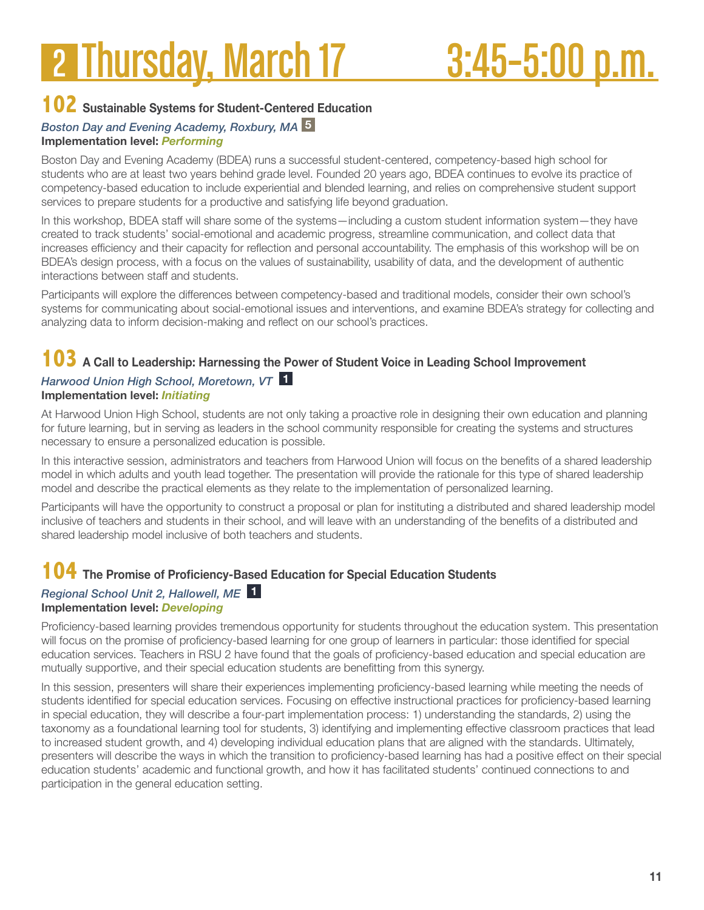# 2 Thursday, March 17 3:45–5:00 p.m.

## 102 Sustainable Systems for Student-Centered Education

*Boston Day and Evening Academy, Roxbury, MA* 5

**Implementation level:** ***Performing***

Boston Day and Evening Academy (BDEA) runs a successful student-centered, competency-based high school for students who are at least two years behind grade level. Founded 20 years ago, BDEA continues to evolve its practice of competency-based education to include experiential and blended learning, and relies on comprehensive student support services to prepare students for a productive and satisfying life beyond graduation.

In this workshop, BDEA staff will share some of the systems—including a custom student information system—they have created to track students' social-emotional and academic progress, streamline communication, and collect data that increases efficiency and their capacity for reflection and personal accountability. The emphasis of this workshop will be on BDEA's design process, with a focus on the values of sustainability, usability of data, and the development of authentic interactions between staff and students.

Participants will explore the differences between competency-based and traditional models, consider their own school's systems for communicating about social-emotional issues and interventions, and examine BDEA's strategy for collecting and analyzing data to inform decision-making and reflect on our school's practices.

## 103 A Call to Leadership: Harnessing the Power of Student Voice in Leading School Improvement

*Harwood Union High School, Moretown, VT* 1

**Implementation level:** ***Initiating***

At Harwood Union High School, students are not only taking a proactive role in designing their own education and planning for future learning, but in serving as leaders in the school community responsible for creating the systems and structures necessary to ensure a personalized education is possible.

In this interactive session, administrators and teachers from Harwood Union will focus on the benefits of a shared leadership model in which adults and youth lead together. The presentation will provide the rationale for this type of shared leadership model and describe the practical elements as they relate to the implementation of personalized learning.

Participants will have the opportunity to construct a proposal or plan for instituting a distributed and shared leadership model inclusive of teachers and students in their school, and will leave with an understanding of the benefits of a distributed and shared leadership model inclusive of both teachers and students.

## 104 The Promise of Proficiency-Based Education for Special Education Students

*Regional School Unit 2, Hallowell, ME* 1

**Implementation level:** ***Developing***

Proficiency-based learning provides tremendous opportunity for students throughout the education system. This presentation will focus on the promise of proficiency-based learning for one group of learners in particular: those identified for special education services. Teachers in RSU 2 have found that the goals of proficiency-based education and special education are mutually supportive, and their special education students are benefitting from this synergy.

In this session, presenters will share their experiences implementing proficiency-based learning while meeting the needs of students identified for special education services. Focusing on effective instructional practices for proficiency-based learning in special education, they will describe a four-part implementation process: 1) understanding the standards, 2) using the taxonomy as a foundational learning tool for students, 3) identifying and implementing effective classroom practices that lead to increased student growth, and 4) developing individual education plans that are aligned with the standards. Ultimately, presenters will describe the ways in which the transition to proficiency-based learning has had a positive effect on their special education students' academic and functional growth, and how it has facilitated students' continued connections to and participation in the general education setting.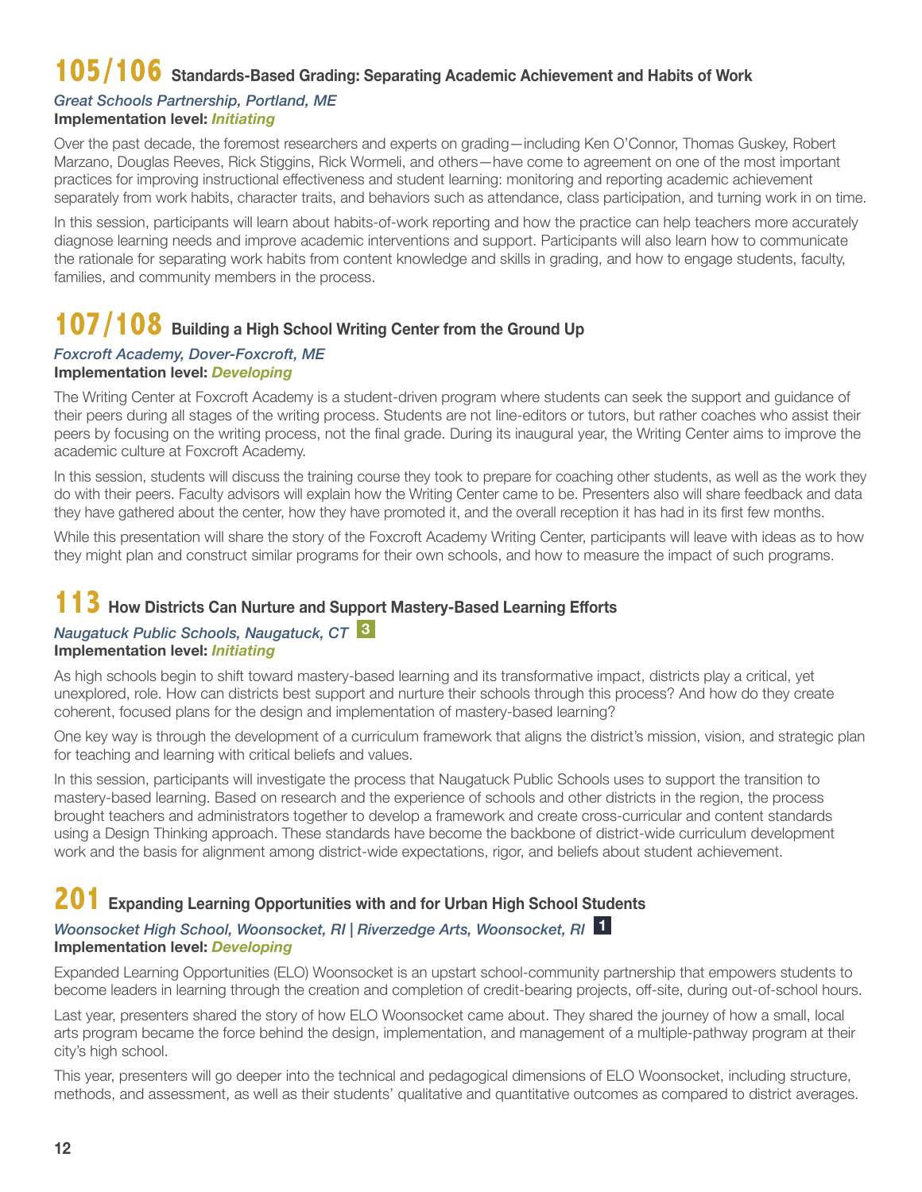## 105/106 Standards-Based Grading: Separating Academic Achievement and Habits of Work

*Great Schools Partnership, Portland, ME*
**Implementation level:** ***Initiating***

Over the past decade, the foremost researchers and experts on grading—including Ken O'Connor, Thomas Guskey, Robert Marzano, Douglas Reeves, Rick Stiggins, Rick Wormeli, and others—have come to agreement on one of the most important practices for improving instructional effectiveness and student learning: monitoring and reporting academic achievement separately from work habits, character traits, and behaviors such as attendance, class participation, and turning work in on time.

In this session, participants will learn about habits-of-work reporting and how the practice can help teachers more accurately diagnose learning needs and improve academic interventions and support. Participants will also learn how to communicate the rationale for separating work habits from content knowledge and skills in grading, and how to engage students, faculty, families, and community members in the process.

## 107/108 Building a High School Writing Center from the Ground Up

*Foxcroft Academy, Dover-Foxcroft, ME*
**Implementation level:** ***Developing***

The Writing Center at Foxcroft Academy is a student-driven program where students can seek the support and guidance of their peers during all stages of the writing process. Students are not line-editors or tutors, but rather coaches who assist their peers by focusing on the writing process, not the final grade. During its inaugural year, the Writing Center aims to improve the academic culture at Foxcroft Academy.

In this session, students will discuss the training course they took to prepare for coaching other students, as well as the work they do with their peers. Faculty advisors will explain how the Writing Center came to be. Presenters also will share feedback and data they have gathered about the center, how they have promoted it, and the overall reception it has had in its first few months.

While this presentation will share the story of the Foxcroft Academy Writing Center, participants will leave with ideas as to how they might plan and construct similar programs for their own schools, and how to measure the impact of such programs.

## 113 How Districts Can Nurture and Support Mastery-Based Learning Efforts

*Naugatuck Public Schools, Naugatuck, CT* 3
**Implementation level:** ***Initiating***

As high schools begin to shift toward mastery-based learning and its transformative impact, districts play a critical, yet unexplored, role. How can districts best support and nurture their schools through this process? And how do they create coherent, focused plans for the design and implementation of mastery-based learning?

One key way is through the development of a curriculum framework that aligns the district's mission, vision, and strategic plan for teaching and learning with critical beliefs and values.

In this session, participants will investigate the process that Naugatuck Public Schools uses to support the transition to mastery-based learning. Based on research and the experience of schools and other districts in the region, the process brought teachers and administrators together to develop a framework and create cross-curricular and content standards using a Design Thinking approach. These standards have become the backbone of district-wide curriculum development work and the basis for alignment among district-wide expectations, rigor, and beliefs about student achievement.

## 201 Expanding Learning Opportunities with and for Urban High School Students

*Woonsocket High School, Woonsocket, RI | Riverzedge Arts, Woonsocket, RI* 1
**Implementation level:** ***Developing***

Expanded Learning Opportunities (ELO) Woonsocket is an upstart school-community partnership that empowers students to become leaders in learning through the creation and completion of credit-bearing projects, off-site, during out-of-school hours.

Last year, presenters shared the story of how ELO Woonsocket came about. They shared the journey of how a small, local arts program became the force behind the design, implementation, and management of a multiple-pathway program at their city's high school.

This year, presenters will go deeper into the technical and pedagogical dimensions of ELO Woonsocket, including structure, methods, and assessment, as well as their students' qualitative and quantitative outcomes as compared to district averages.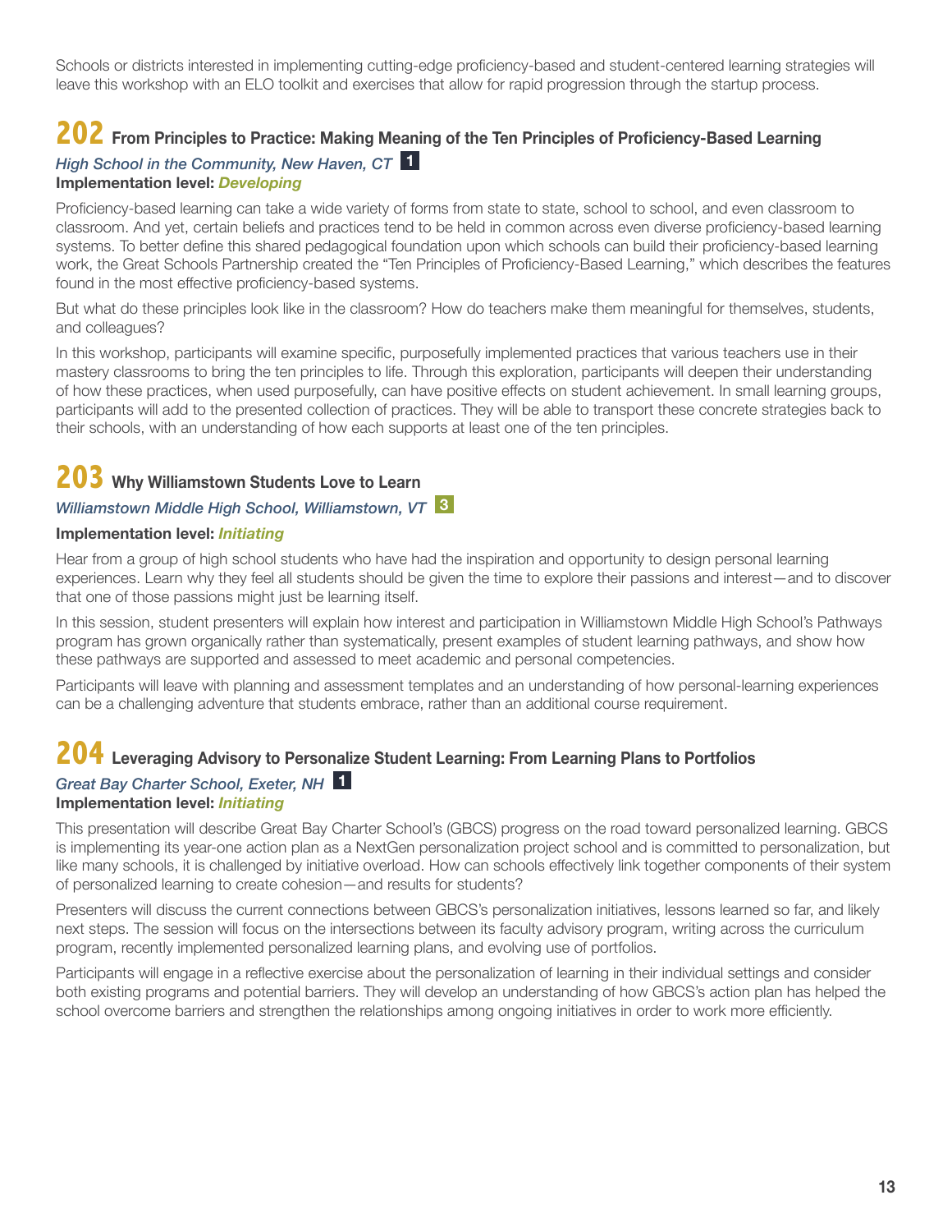Schools or districts interested in implementing cutting-edge proficiency-based and student-centered learning strategies will leave this workshop with an ELO toolkit and exercises that allow for rapid progression through the startup process.

## 202 From Principles to Practice: Making Meaning of the Ten Principles of Proficiency-Based Learning

*High School in the Community, New Haven, CT* **1**

**Implementation level:** ***Developing***

Proficiency-based learning can take a wide variety of forms from state to state, school to school, and even classroom to classroom. And yet, certain beliefs and practices tend to be held in common across even diverse proficiency-based learning systems. To better define this shared pedagogical foundation upon which schools can build their proficiency-based learning work, the Great Schools Partnership created the "Ten Principles of Proficiency-Based Learning," which describes the features found in the most effective proficiency-based systems.

But what do these principles look like in the classroom? How do teachers make them meaningful for themselves, students, and colleagues?

In this workshop, participants will examine specific, purposefully implemented practices that various teachers use in their mastery classrooms to bring the ten principles to life. Through this exploration, participants will deepen their understanding of how these practices, when used purposefully, can have positive effects on student achievement. In small learning groups, participants will add to the presented collection of practices. They will be able to transport these concrete strategies back to their schools, with an understanding of how each supports at least one of the ten principles.

## 203 Why Williamstown Students Love to Learn

*Williamstown Middle High School, Williamstown, VT* **3**

**Implementation level:** ***Initiating***

Hear from a group of high school students who have had the inspiration and opportunity to design personal learning experiences. Learn why they feel all students should be given the time to explore their passions and interest—and to discover that one of those passions might just be learning itself.

In this session, student presenters will explain how interest and participation in Williamstown Middle High School's Pathways program has grown organically rather than systematically, present examples of student learning pathways, and show how these pathways are supported and assessed to meet academic and personal competencies.

Participants will leave with planning and assessment templates and an understanding of how personal-learning experiences can be a challenging adventure that students embrace, rather than an additional course requirement.

## 204 Leveraging Advisory to Personalize Student Learning: From Learning Plans to Portfolios

*Great Bay Charter School, Exeter, NH* **1**

**Implementation level:** ***Initiating***

This presentation will describe Great Bay Charter School's (GBCS) progress on the road toward personalized learning. GBCS is implementing its year-one action plan as a NextGen personalization project school and is committed to personalization, but like many schools, it is challenged by initiative overload. How can schools effectively link together components of their system of personalized learning to create cohesion—and results for students?

Presenters will discuss the current connections between GBCS's personalization initiatives, lessons learned so far, and likely next steps. The session will focus on the intersections between its faculty advisory program, writing across the curriculum program, recently implemented personalized learning plans, and evolving use of portfolios.

Participants will engage in a reflective exercise about the personalization of learning in their individual settings and consider both existing programs and potential barriers. They will develop an understanding of how GBCS's action plan has helped the school overcome barriers and strengthen the relationships among ongoing initiatives in order to work more efficiently.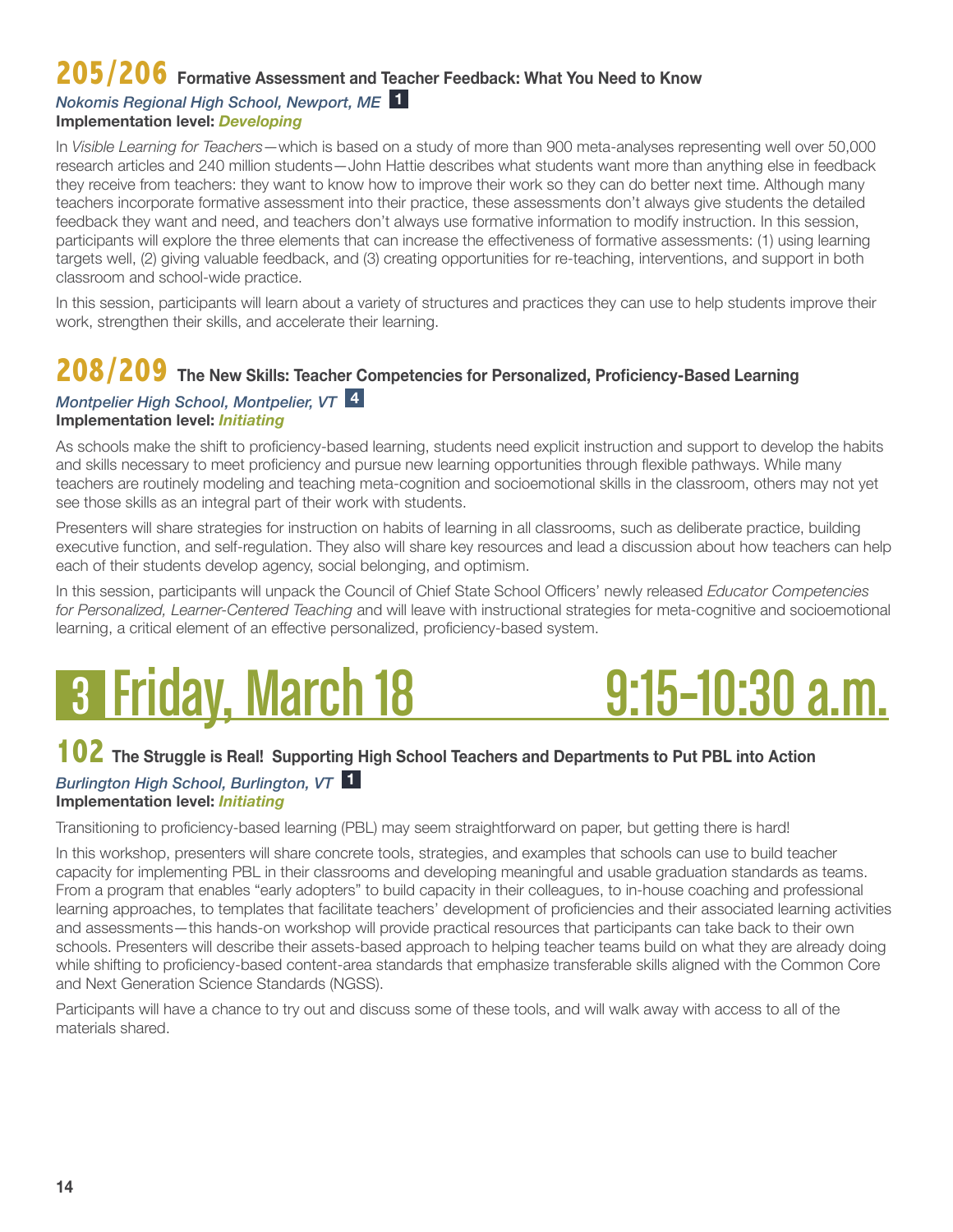## 205/206 Formative Assessment and Teacher Feedback: What You Need to Know

*Nokomis Regional High School, Newport, ME* **1**
**Implementation level: *Developing***

In *Visible Learning for Teachers*—which is based on a study of more than 900 meta-analyses representing well over 50,000 research articles and 240 million students—John Hattie describes what students want more than anything else in feedback they receive from teachers: they want to know how to improve their work so they can do better next time. Although many teachers incorporate formative assessment into their practice, these assessments don't always give students the detailed feedback they want and need, and teachers don't always use formative information to modify instruction. In this session, participants will explore the three elements that can increase the effectiveness of formative assessments: (1) using learning targets well, (2) giving valuable feedback, and (3) creating opportunities for re-teaching, interventions, and support in both classroom and school-wide practice.

In this session, participants will learn about a variety of structures and practices they can use to help students improve their work, strengthen their skills, and accelerate their learning.

## 208/209 The New Skills: Teacher Competencies for Personalized, Proficiency-Based Learning

*Montpelier High School, Montpelier, VT* **4**
**Implementation level: *Initiating***

As schools make the shift to proficiency-based learning, students need explicit instruction and support to develop the habits and skills necessary to meet proficiency and pursue new learning opportunities through flexible pathways. While many teachers are routinely modeling and teaching meta-cognition and socioemotional skills in the classroom, others may not yet see those skills as an integral part of their work with students.

Presenters will share strategies for instruction on habits of learning in all classrooms, such as deliberate practice, building executive function, and self-regulation. They also will share key resources and lead a discussion about how teachers can help each of their students develop agency, social belonging, and optimism.

In this session, participants will unpack the Council of Chief State School Officers' newly released *Educator Competencies for Personalized, Learner-Centered Teaching* and will leave with instructional strategies for meta-cognitive and socioemotional learning, a critical element of an effective personalized, proficiency-based system.

# 3 Friday, March 18 9:15–10:30 a.m.

## 102 The Struggle is Real! Supporting High School Teachers and Departments to Put PBL into Action

*Burlington High School, Burlington, VT* **1**
**Implementation level: *Initiating***

Transitioning to proficiency-based learning (PBL) may seem straightforward on paper, but getting there is hard!

In this workshop, presenters will share concrete tools, strategies, and examples that schools can use to build teacher capacity for implementing PBL in their classrooms and developing meaningful and usable graduation standards as teams. From a program that enables "early adopters" to build capacity in their colleagues, to in-house coaching and professional learning approaches, to templates that facilitate teachers' development of proficiencies and their associated learning activities and assessments—this hands-on workshop will provide practical resources that participants can take back to their own schools. Presenters will describe their assets-based approach to helping teacher teams build on what they are already doing while shifting to proficiency-based content-area standards that emphasize transferable skills aligned with the Common Core and Next Generation Science Standards (NGSS).

Participants will have a chance to try out and discuss some of these tools, and will walk away with access to all of the materials shared.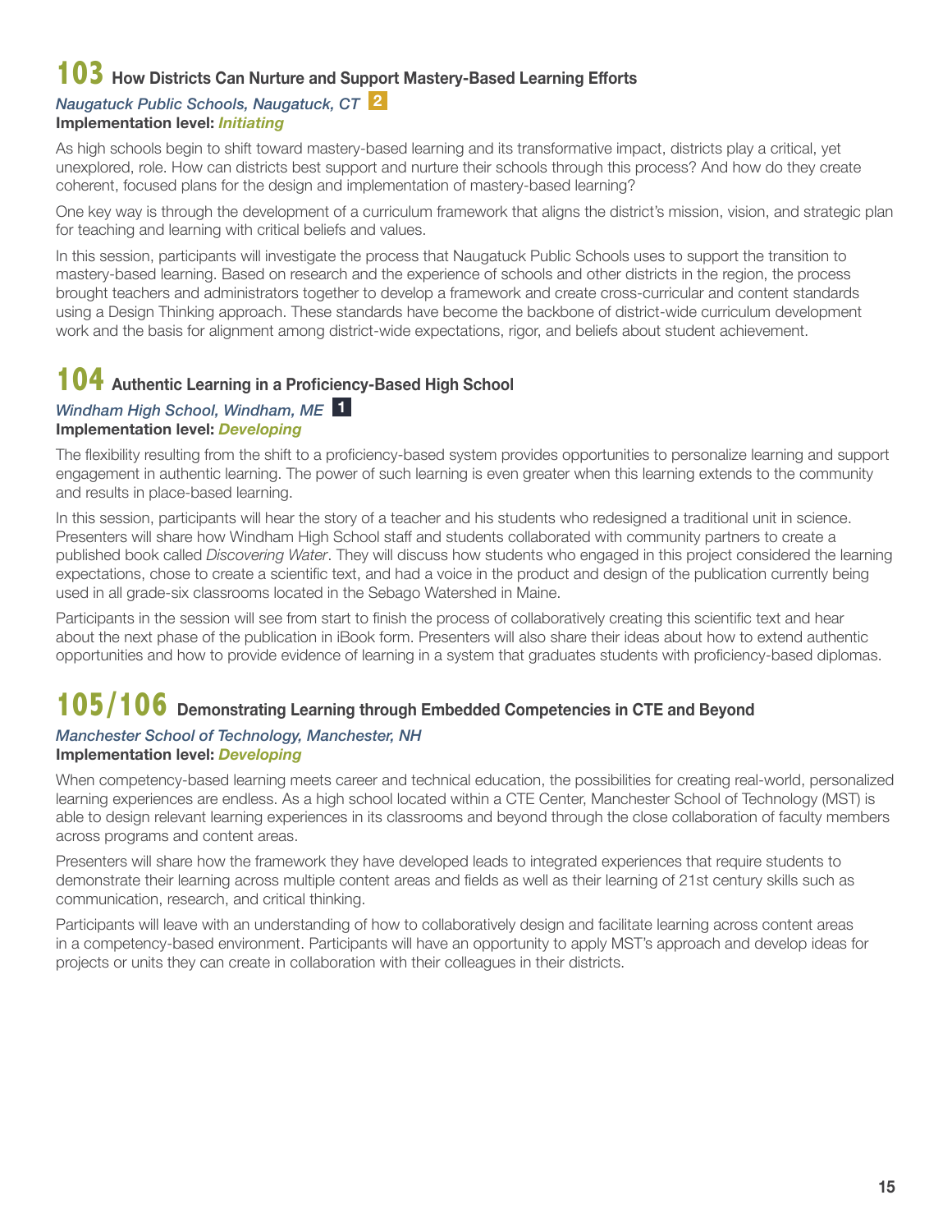## 103 How Districts Can Nurture and Support Mastery-Based Learning Efforts

*Naugatuck Public Schools, Naugatuck, CT* **2**

**Implementation level:** ***Initiating***

As high schools begin to shift toward mastery-based learning and its transformative impact, districts play a critical, yet unexplored, role. How can districts best support and nurture their schools through this process? And how do they create coherent, focused plans for the design and implementation of mastery-based learning?

One key way is through the development of a curriculum framework that aligns the district's mission, vision, and strategic plan for teaching and learning with critical beliefs and values.

In this session, participants will investigate the process that Naugatuck Public Schools uses to support the transition to mastery-based learning. Based on research and the experience of schools and other districts in the region, the process brought teachers and administrators together to develop a framework and create cross-curricular and content standards using a Design Thinking approach. These standards have become the backbone of district-wide curriculum development work and the basis for alignment among district-wide expectations, rigor, and beliefs about student achievement.

## 104 Authentic Learning in a Proficiency-Based High School

*Windham High School, Windham, ME* **1**

**Implementation level:** ***Developing***

The flexibility resulting from the shift to a proficiency-based system provides opportunities to personalize learning and support engagement in authentic learning. The power of such learning is even greater when this learning extends to the community and results in place-based learning.

In this session, participants will hear the story of a teacher and his students who redesigned a traditional unit in science. Presenters will share how Windham High School staff and students collaborated with community partners to create a published book called *Discovering Water*. They will discuss how students who engaged in this project considered the learning expectations, chose to create a scientific text, and had a voice in the product and design of the publication currently being used in all grade-six classrooms located in the Sebago Watershed in Maine.

Participants in the session will see from start to finish the process of collaboratively creating this scientific text and hear about the next phase of the publication in iBook form. Presenters will also share their ideas about how to extend authentic opportunities and how to provide evidence of learning in a system that graduates students with proficiency-based diplomas.

## 105/106 Demonstrating Learning through Embedded Competencies in CTE and Beyond

*Manchester School of Technology, Manchester, NH*

**Implementation level:** ***Developing***

When competency-based learning meets career and technical education, the possibilities for creating real-world, personalized learning experiences are endless. As a high school located within a CTE Center, Manchester School of Technology (MST) is able to design relevant learning experiences in its classrooms and beyond through the close collaboration of faculty members across programs and content areas.

Presenters will share how the framework they have developed leads to integrated experiences that require students to demonstrate their learning across multiple content areas and fields as well as their learning of 21st century skills such as communication, research, and critical thinking.

Participants will leave with an understanding of how to collaboratively design and facilitate learning across content areas in a competency-based environment. Participants will have an opportunity to apply MST's approach and develop ideas for projects or units they can create in collaboration with their colleagues in their districts.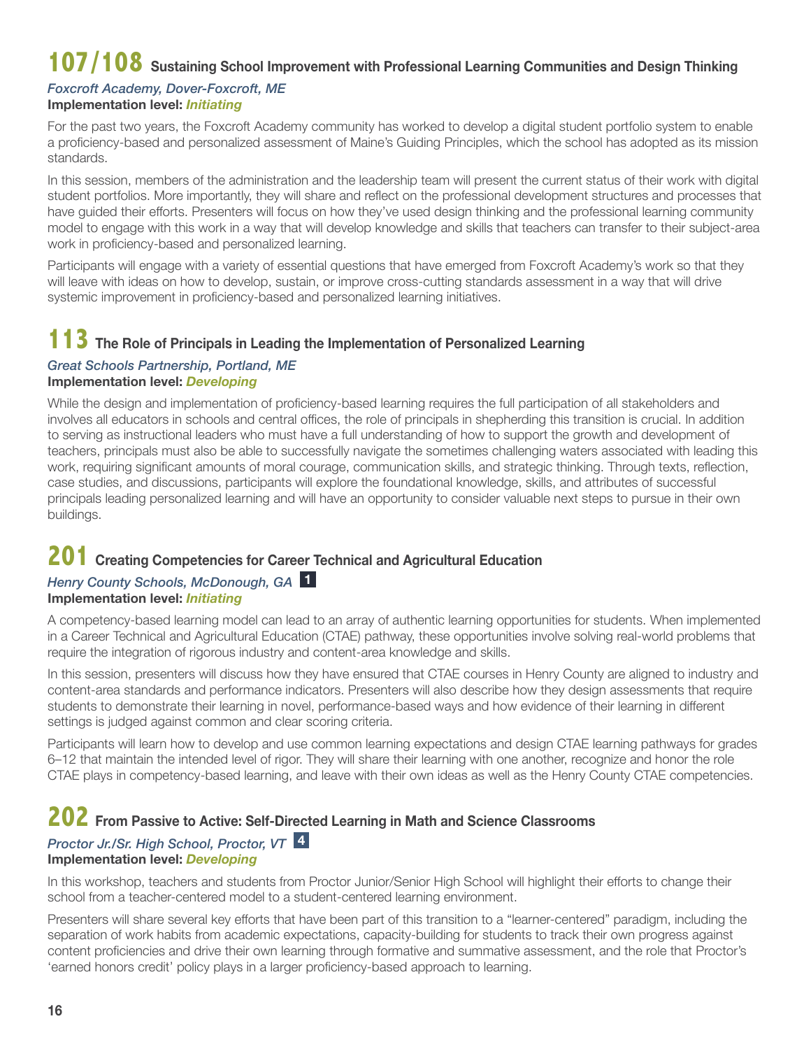## 107/108 Sustaining School Improvement with Professional Learning Communities and Design Thinking

*Foxcroft Academy, Dover-Foxcroft, ME*
**Implementation level:** ***Initiating***

For the past two years, the Foxcroft Academy community has worked to develop a digital student portfolio system to enable a proficiency-based and personalized assessment of Maine's Guiding Principles, which the school has adopted as its mission standards.

In this session, members of the administration and the leadership team will present the current status of their work with digital student portfolios. More importantly, they will share and reflect on the professional development structures and processes that have guided their efforts. Presenters will focus on how they've used design thinking and the professional learning community model to engage with this work in a way that will develop knowledge and skills that teachers can transfer to their subject-area work in proficiency-based and personalized learning.

Participants will engage with a variety of essential questions that have emerged from Foxcroft Academy's work so that they will leave with ideas on how to develop, sustain, or improve cross-cutting standards assessment in a way that will drive systemic improvement in proficiency-based and personalized learning initiatives.

## 113 The Role of Principals in Leading the Implementation of Personalized Learning

*Great Schools Partnership, Portland, ME*
**Implementation level:** ***Developing***

While the design and implementation of proficiency-based learning requires the full participation of all stakeholders and involves all educators in schools and central offices, the role of principals in shepherding this transition is crucial. In addition to serving as instructional leaders who must have a full understanding of how to support the growth and development of teachers, principals must also be able to successfully navigate the sometimes challenging waters associated with leading this work, requiring significant amounts of moral courage, communication skills, and strategic thinking. Through texts, reflection, case studies, and discussions, participants will explore the foundational knowledge, skills, and attributes of successful principals leading personalized learning and will have an opportunity to consider valuable next steps to pursue in their own buildings.

## 201 Creating Competencies for Career Technical and Agricultural Education

*Henry County Schools, McDonough, GA* **1**
**Implementation level:** ***Initiating***

A competency-based learning model can lead to an array of authentic learning opportunities for students. When implemented in a Career Technical and Agricultural Education (CTAE) pathway, these opportunities involve solving real-world problems that require the integration of rigorous industry and content-area knowledge and skills.

In this session, presenters will discuss how they have ensured that CTAE courses in Henry County are aligned to industry and content-area standards and performance indicators. Presenters will also describe how they design assessments that require students to demonstrate their learning in novel, performance-based ways and how evidence of their learning in different settings is judged against common and clear scoring criteria.

Participants will learn how to develop and use common learning expectations and design CTAE learning pathways for grades 6–12 that maintain the intended level of rigor. They will share their learning with one another, recognize and honor the role CTAE plays in competency-based learning, and leave with their own ideas as well as the Henry County CTAE competencies.

## 202 From Passive to Active: Self-Directed Learning in Math and Science Classrooms

*Proctor Jr./Sr. High School, Proctor, VT* **4**
**Implementation level:** ***Developing***

In this workshop, teachers and students from Proctor Junior/Senior High School will highlight their efforts to change their school from a teacher-centered model to a student-centered learning environment.

Presenters will share several key efforts that have been part of this transition to a "learner-centered" paradigm, including the separation of work habits from academic expectations, capacity-building for students to track their own progress against content proficiencies and drive their own learning through formative and summative assessment, and the role that Proctor's 'earned honors credit' policy plays in a larger proficiency-based approach to learning.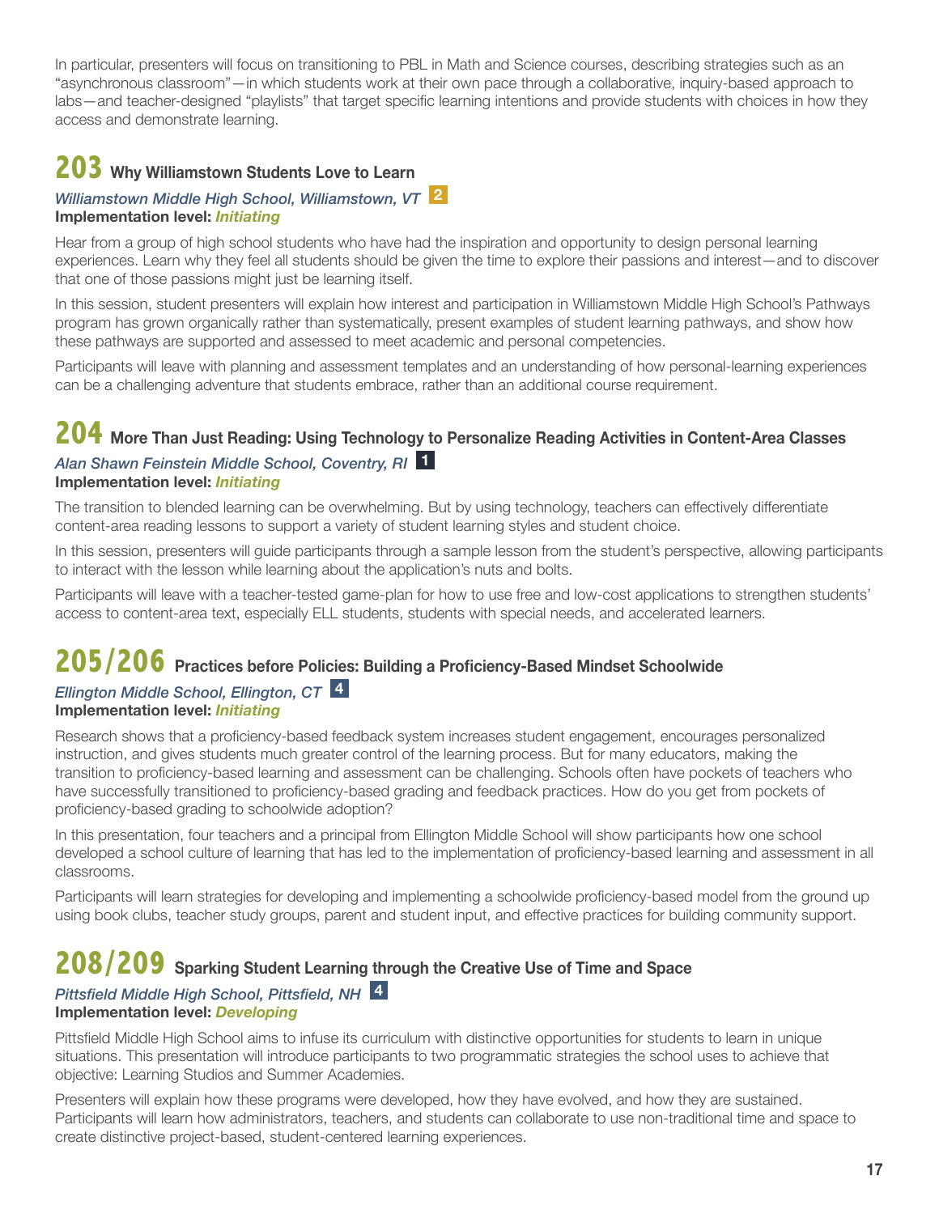In particular, presenters will focus on transitioning to PBL in Math and Science courses, describing strategies such as an "asynchronous classroom"—in which students work at their own pace through a collaborative, inquiry-based approach to labs—and teacher-designed "playlists" that target specific learning intentions and provide students with choices in how they access and demonstrate learning.

## 203 Why Williamstown Students Love to Learn

*Williamstown Middle High School, Williamstown, VT* **2**
**Implementation level:** ***Initiating***

Hear from a group of high school students who have had the inspiration and opportunity to design personal learning experiences. Learn why they feel all students should be given the time to explore their passions and interest—and to discover that one of those passions might just be learning itself.

In this session, student presenters will explain how interest and participation in Williamstown Middle High School's Pathways program has grown organically rather than systematically, present examples of student learning pathways, and show how these pathways are supported and assessed to meet academic and personal competencies.

Participants will leave with planning and assessment templates and an understanding of how personal-learning experiences can be a challenging adventure that students embrace, rather than an additional course requirement.

## 204 More Than Just Reading: Using Technology to Personalize Reading Activities in Content-Area Classes

*Alan Shawn Feinstein Middle School, Coventry, RI* **1**
**Implementation level:** ***Initiating***

The transition to blended learning can be overwhelming. But by using technology, teachers can effectively differentiate content-area reading lessons to support a variety of student learning styles and student choice.

In this session, presenters will guide participants through a sample lesson from the student's perspective, allowing participants to interact with the lesson while learning about the application's nuts and bolts.

Participants will leave with a teacher-tested game-plan for how to use free and low-cost applications to strengthen students' access to content-area text, especially ELL students, students with special needs, and accelerated learners.

## 205/206 Practices before Policies: Building a Proficiency-Based Mindset Schoolwide

*Ellington Middle School, Ellington, CT* **4**
**Implementation level:** ***Initiating***

Research shows that a proficiency-based feedback system increases student engagement, encourages personalized instruction, and gives students much greater control of the learning process. But for many educators, making the transition to proficiency-based learning and assessment can be challenging. Schools often have pockets of teachers who have successfully transitioned to proficiency-based grading and feedback practices. How do you get from pockets of proficiency-based grading to schoolwide adoption?

In this presentation, four teachers and a principal from Ellington Middle School will show participants how one school developed a school culture of learning that has led to the implementation of proficiency-based learning and assessment in all classrooms.

Participants will learn strategies for developing and implementing a schoolwide proficiency-based model from the ground up using book clubs, teacher study groups, parent and student input, and effective practices for building community support.

## 208/209 Sparking Student Learning through the Creative Use of Time and Space

*Pittsfield Middle High School, Pittsfield, NH* **4**
**Implementation level:** ***Developing***

Pittsfield Middle High School aims to infuse its curriculum with distinctive opportunities for students to learn in unique situations. This presentation will introduce participants to two programmatic strategies the school uses to achieve that objective: Learning Studios and Summer Academies.

Presenters will explain how these programs were developed, how they have evolved, and how they are sustained. Participants will learn how administrators, teachers, and students can collaborate to use non-traditional time and space to create distinctive project-based, student-centered learning experiences.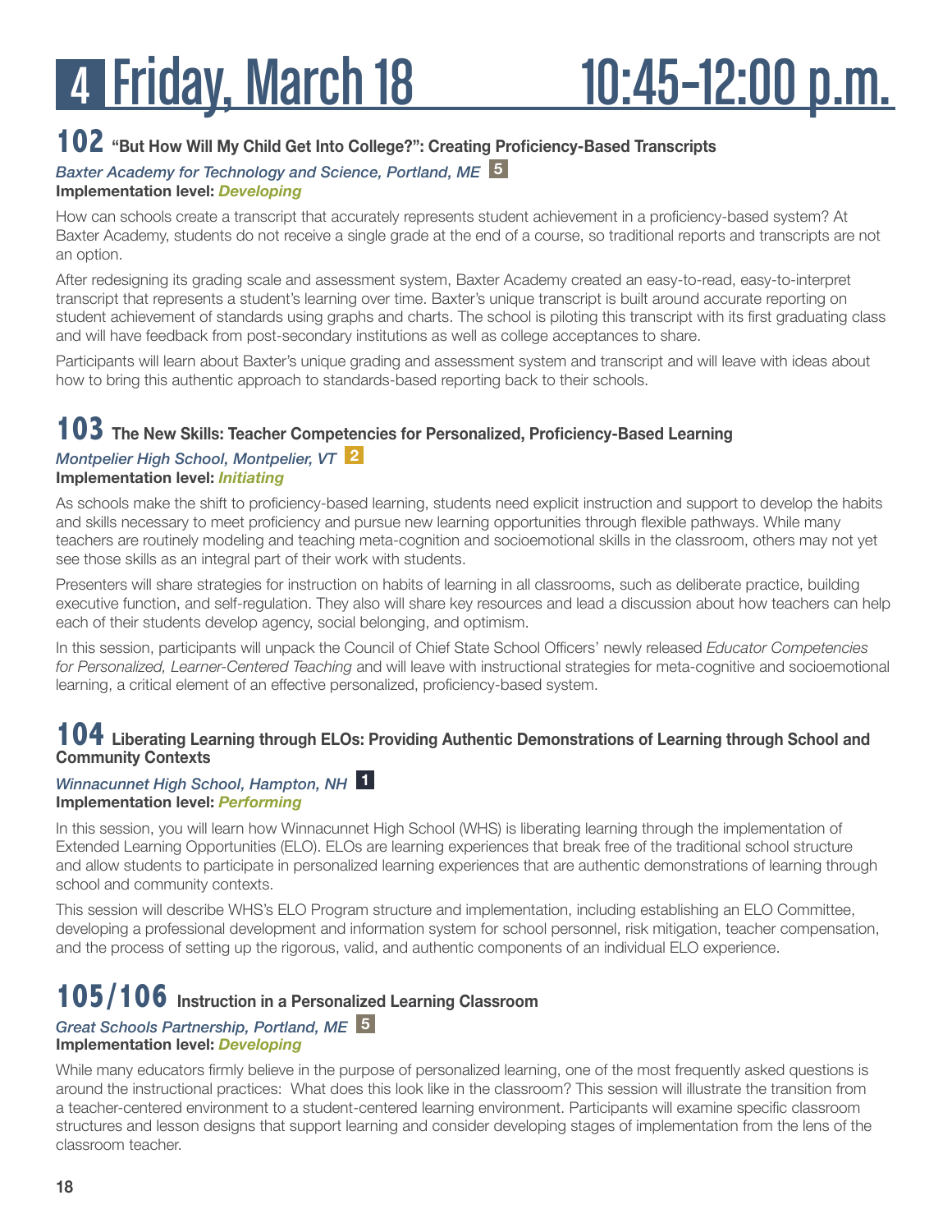# 4 Friday, March 18 10:45–12:00 p.m.

## 102 "But How Will My Child Get Into College?": Creating Proficiency-Based Transcripts

*Baxter Academy for Technology and Science, Portland, ME* 5

**Implementation level:** ***Developing***

How can schools create a transcript that accurately represents student achievement in a proficiency-based system? At Baxter Academy, students do not receive a single grade at the end of a course, so traditional reports and transcripts are not an option.

After redesigning its grading scale and assessment system, Baxter Academy created an easy-to-read, easy-to-interpret transcript that represents a student's learning over time. Baxter's unique transcript is built around accurate reporting on student achievement of standards using graphs and charts. The school is piloting this transcript with its first graduating class and will have feedback from post-secondary institutions as well as college acceptances to share.

Participants will learn about Baxter's unique grading and assessment system and transcript and will leave with ideas about how to bring this authentic approach to standards-based reporting back to their schools.

## 103 The New Skills: Teacher Competencies for Personalized, Proficiency-Based Learning

*Montpelier High School, Montpelier, VT* 2

**Implementation level:** ***Initiating***

As schools make the shift to proficiency-based learning, students need explicit instruction and support to develop the habits and skills necessary to meet proficiency and pursue new learning opportunities through flexible pathways. While many teachers are routinely modeling and teaching meta-cognition and socioemotional skills in the classroom, others may not yet see those skills as an integral part of their work with students.

Presenters will share strategies for instruction on habits of learning in all classrooms, such as deliberate practice, building executive function, and self-regulation. They also will share key resources and lead a discussion about how teachers can help each of their students develop agency, social belonging, and optimism.

In this session, participants will unpack the Council of Chief State School Officers' newly released *Educator Competencies for Personalized, Learner-Centered Teaching* and will leave with instructional strategies for meta-cognitive and socioemotional learning, a critical element of an effective personalized, proficiency-based system.

## 104 Liberating Learning through ELOs: Providing Authentic Demonstrations of Learning through School and Community Contexts

*Winnacunnet High School, Hampton, NH* 1

**Implementation level:** ***Performing***

In this session, you will learn how Winnacunnet High School (WHS) is liberating learning through the implementation of Extended Learning Opportunities (ELO). ELOs are learning experiences that break free of the traditional school structure and allow students to participate in personalized learning experiences that are authentic demonstrations of learning through school and community contexts.

This session will describe WHS's ELO Program structure and implementation, including establishing an ELO Committee, developing a professional development and information system for school personnel, risk mitigation, teacher compensation, and the process of setting up the rigorous, valid, and authentic components of an individual ELO experience.

## 105/106 Instruction in a Personalized Learning Classroom

*Great Schools Partnership, Portland, ME* 5

**Implementation level:** ***Developing***

While many educators firmly believe in the purpose of personalized learning, one of the most frequently asked questions is around the instructional practices: What does this look like in the classroom? This session will illustrate the transition from a teacher-centered environment to a student-centered learning environment. Participants will examine specific classroom structures and lesson designs that support learning and consider developing stages of implementation from the lens of the classroom teacher.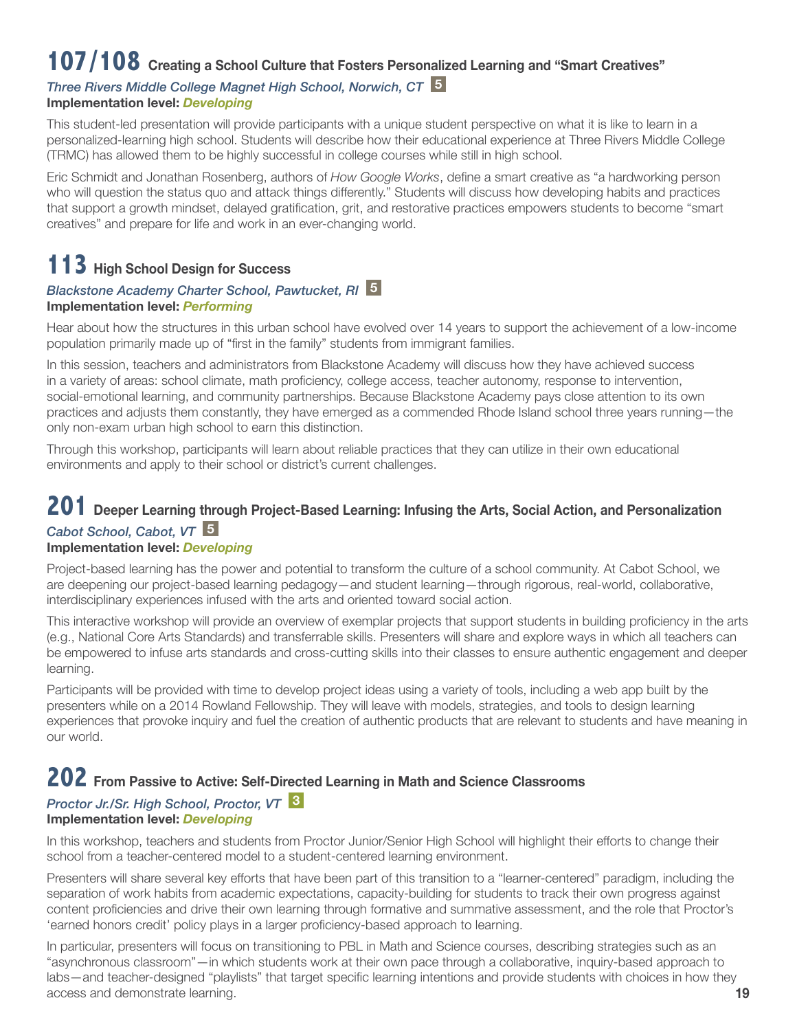## 107/108 Creating a School Culture that Fosters Personalized Learning and "Smart Creatives"

*Three Rivers Middle College Magnet High School, Norwich, CT* 5

**Implementation level:** ***Developing***

This student-led presentation will provide participants with a unique student perspective on what it is like to learn in a personalized-learning high school. Students will describe how their educational experience at Three Rivers Middle College (TRMC) has allowed them to be highly successful in college courses while still in high school.

Eric Schmidt and Jonathan Rosenberg, authors of *How Google Works*, define a smart creative as "a hardworking person who will question the status quo and attack things differently." Students will discuss how developing habits and practices that support a growth mindset, delayed gratification, grit, and restorative practices empowers students to become "smart creatives" and prepare for life and work in an ever-changing world.

## 113 High School Design for Success

*Blackstone Academy Charter School, Pawtucket, RI* 5

**Implementation level:** ***Performing***

Hear about how the structures in this urban school have evolved over 14 years to support the achievement of a low-income population primarily made up of "first in the family" students from immigrant families.

In this session, teachers and administrators from Blackstone Academy will discuss how they have achieved success in a variety of areas: school climate, math proficiency, college access, teacher autonomy, response to intervention, social-emotional learning, and community partnerships. Because Blackstone Academy pays close attention to its own practices and adjusts them constantly, they have emerged as a commended Rhode Island school three years running—the only non-exam urban high school to earn this distinction.

Through this workshop, participants will learn about reliable practices that they can utilize in their own educational environments and apply to their school or district's current challenges.

## 201 Deeper Learning through Project-Based Learning: Infusing the Arts, Social Action, and Personalization

*Cabot School, Cabot, VT* 5

**Implementation level:** ***Developing***

Project-based learning has the power and potential to transform the culture of a school community. At Cabot School, we are deepening our project-based learning pedagogy—and student learning—through rigorous, real-world, collaborative, interdisciplinary experiences infused with the arts and oriented toward social action.

This interactive workshop will provide an overview of exemplar projects that support students in building proficiency in the arts (e.g., National Core Arts Standards) and transferrable skills. Presenters will share and explore ways in which all teachers can be empowered to infuse arts standards and cross-cutting skills into their classes to ensure authentic engagement and deeper learning.

Participants will be provided with time to develop project ideas using a variety of tools, including a web app built by the presenters while on a 2014 Rowland Fellowship. They will leave with models, strategies, and tools to design learning experiences that provoke inquiry and fuel the creation of authentic products that are relevant to students and have meaning in our world.

## 202 From Passive to Active: Self-Directed Learning in Math and Science Classrooms

*Proctor Jr./Sr. High School, Proctor, VT* 3

**Implementation level:** ***Developing***

In this workshop, teachers and students from Proctor Junior/Senior High School will highlight their efforts to change their school from a teacher-centered model to a student-centered learning environment.

Presenters will share several key efforts that have been part of this transition to a "learner-centered" paradigm, including the separation of work habits from academic expectations, capacity-building for students to track their own progress against content proficiencies and drive their own learning through formative and summative assessment, and the role that Proctor's 'earned honors credit' policy plays in a larger proficiency-based approach to learning.

In particular, presenters will focus on transitioning to PBL in Math and Science courses, describing strategies such as an "asynchronous classroom"—in which students work at their own pace through a collaborative, inquiry-based approach to labs—and teacher-designed "playlists" that target specific learning intentions and provide students with choices in how they access and demonstrate learning.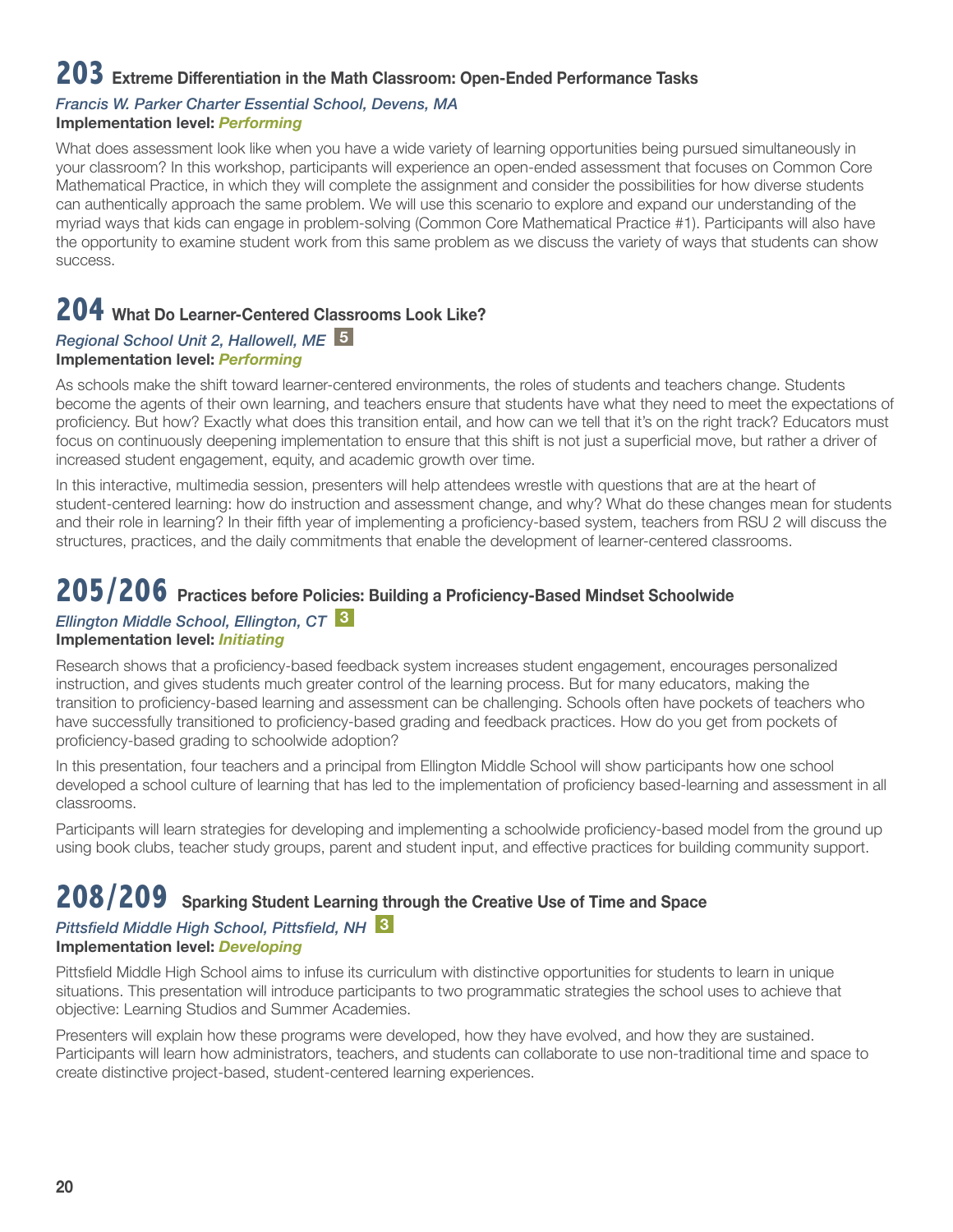## 203 Extreme Differentiation in the Math Classroom: Open-Ended Performance Tasks

*Francis W. Parker Charter Essential School, Devens, MA*
**Implementation level:** ***Performing***

What does assessment look like when you have a wide variety of learning opportunities being pursued simultaneously in your classroom? In this workshop, participants will experience an open-ended assessment that focuses on Common Core Mathematical Practice, in which they will complete the assignment and consider the possibilities for how diverse students can authentically approach the same problem. We will use this scenario to explore and expand our understanding of the myriad ways that kids can engage in problem-solving (Common Core Mathematical Practice #1). Participants will also have the opportunity to examine student work from this same problem as we discuss the variety of ways that students can show success.

## 204 What Do Learner-Centered Classrooms Look Like?

*Regional School Unit 2, Hallowell, ME* 5
**Implementation level:** ***Performing***

As schools make the shift toward learner-centered environments, the roles of students and teachers change. Students become the agents of their own learning, and teachers ensure that students have what they need to meet the expectations of proficiency. But how? Exactly what does this transition entail, and how can we tell that it's on the right track? Educators must focus on continuously deepening implementation to ensure that this shift is not just a superficial move, but rather a driver of increased student engagement, equity, and academic growth over time.

In this interactive, multimedia session, presenters will help attendees wrestle with questions that are at the heart of student-centered learning: how do instruction and assessment change, and why? What do these changes mean for students and their role in learning? In their fifth year of implementing a proficiency-based system, teachers from RSU 2 will discuss the structures, practices, and the daily commitments that enable the development of learner-centered classrooms.

## 205/206 Practices before Policies: Building a Proficiency-Based Mindset Schoolwide

*Ellington Middle School, Ellington, CT* 3
**Implementation level:** ***Initiating***

Research shows that a proficiency-based feedback system increases student engagement, encourages personalized instruction, and gives students much greater control of the learning process. But for many educators, making the transition to proficiency-based learning and assessment can be challenging. Schools often have pockets of teachers who have successfully transitioned to proficiency-based grading and feedback practices. How do you get from pockets of proficiency-based grading to schoolwide adoption?

In this presentation, four teachers and a principal from Ellington Middle School will show participants how one school developed a school culture of learning that has led to the implementation of proficiency based-learning and assessment in all classrooms.

Participants will learn strategies for developing and implementing a schoolwide proficiency-based model from the ground up using book clubs, teacher study groups, parent and student input, and effective practices for building community support.

## 208/209 Sparking Student Learning through the Creative Use of Time and Space

*Pittsfield Middle High School, Pittsfield, NH* 3
**Implementation level:** ***Developing***

Pittsfield Middle High School aims to infuse its curriculum with distinctive opportunities for students to learn in unique situations. This presentation will introduce participants to two programmatic strategies the school uses to achieve that objective: Learning Studios and Summer Academies.

Presenters will explain how these programs were developed, how they have evolved, and how they are sustained. Participants will learn how administrators, teachers, and students can collaborate to use non-traditional time and space to create distinctive project-based, student-centered learning experiences.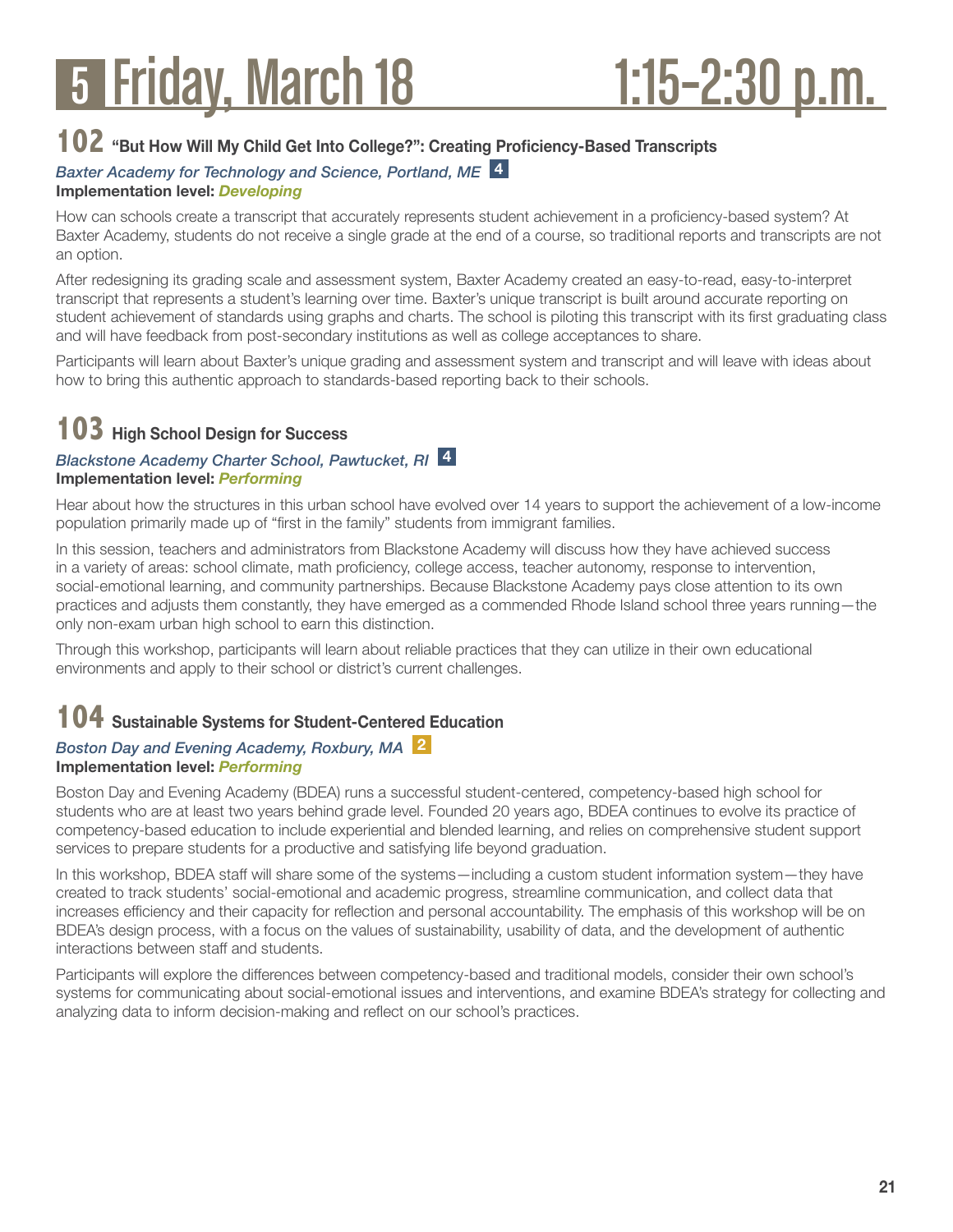# 5 Friday, March 18 1:15–2:30 p.m.

## 102 "But How Will My Child Get Into College?": Creating Proficiency-Based Transcripts

*Baxter Academy for Technology and Science, Portland, ME* **4**

**Implementation level:** ***Developing***

How can schools create a transcript that accurately represents student achievement in a proficiency-based system? At Baxter Academy, students do not receive a single grade at the end of a course, so traditional reports and transcripts are not an option.

After redesigning its grading scale and assessment system, Baxter Academy created an easy-to-read, easy-to-interpret transcript that represents a student's learning over time. Baxter's unique transcript is built around accurate reporting on student achievement of standards using graphs and charts. The school is piloting this transcript with its first graduating class and will have feedback from post-secondary institutions as well as college acceptances to share.

Participants will learn about Baxter's unique grading and assessment system and transcript and will leave with ideas about how to bring this authentic approach to standards-based reporting back to their schools.

## 103 High School Design for Success

*Blackstone Academy Charter School, Pawtucket, RI* **4**

**Implementation level:** ***Performing***

Hear about how the structures in this urban school have evolved over 14 years to support the achievement of a low-income population primarily made up of "first in the family" students from immigrant families.

In this session, teachers and administrators from Blackstone Academy will discuss how they have achieved success in a variety of areas: school climate, math proficiency, college access, teacher autonomy, response to intervention, social-emotional learning, and community partnerships. Because Blackstone Academy pays close attention to its own practices and adjusts them constantly, they have emerged as a commended Rhode Island school three years running—the only non-exam urban high school to earn this distinction.

Through this workshop, participants will learn about reliable practices that they can utilize in their own educational environments and apply to their school or district's current challenges.

## 104 Sustainable Systems for Student-Centered Education

*Boston Day and Evening Academy, Roxbury, MA* **2**

**Implementation level:** ***Performing***

Boston Day and Evening Academy (BDEA) runs a successful student-centered, competency-based high school for students who are at least two years behind grade level. Founded 20 years ago, BDEA continues to evolve its practice of competency-based education to include experiential and blended learning, and relies on comprehensive student support services to prepare students for a productive and satisfying life beyond graduation.

In this workshop, BDEA staff will share some of the systems—including a custom student information system—they have created to track students' social-emotional and academic progress, streamline communication, and collect data that increases efficiency and their capacity for reflection and personal accountability. The emphasis of this workshop will be on BDEA's design process, with a focus on the values of sustainability, usability of data, and the development of authentic interactions between staff and students.

Participants will explore the differences between competency-based and traditional models, consider their own school's systems for communicating about social-emotional issues and interventions, and examine BDEA's strategy for collecting and analyzing data to inform decision-making and reflect on our school's practices.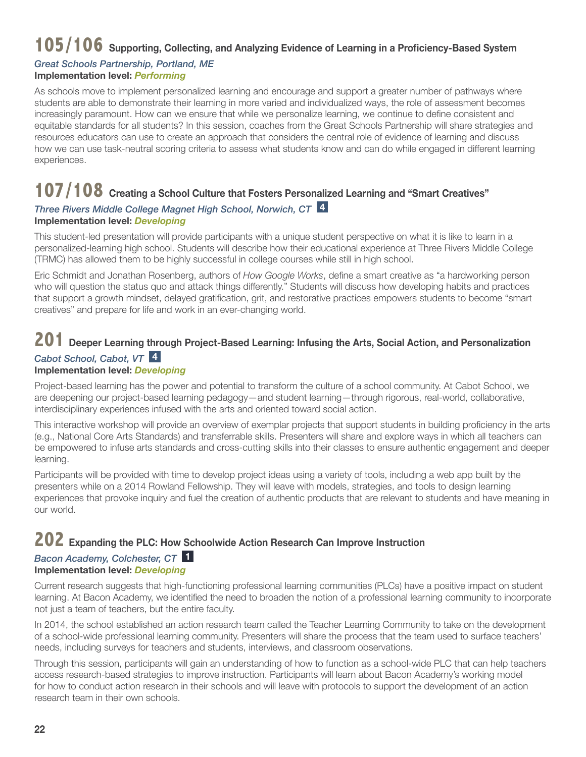## 105/106 Supporting, Collecting, and Analyzing Evidence of Learning in a Proficiency-Based System

*Great Schools Partnership, Portland, ME*
**Implementation level:** ***Performing***

As schools move to implement personalized learning and encourage and support a greater number of pathways where students are able to demonstrate their learning in more varied and individualized ways, the role of assessment becomes increasingly paramount. How can we ensure that while we personalize learning, we continue to define consistent and equitable standards for all students? In this session, coaches from the Great Schools Partnership will share strategies and resources educators can use to create an approach that considers the central role of evidence of learning and discuss how we can use task-neutral scoring criteria to assess what students know and can do while engaged in different learning experiences.

## 107/108 Creating a School Culture that Fosters Personalized Learning and "Smart Creatives"

*Three Rivers Middle College Magnet High School, Norwich, CT* **4**
**Implementation level:** ***Developing***

This student-led presentation will provide participants with a unique student perspective on what it is like to learn in a personalized-learning high school. Students will describe how their educational experience at Three Rivers Middle College (TRMC) has allowed them to be highly successful in college courses while still in high school.

Eric Schmidt and Jonathan Rosenberg, authors of *How Google Works*, define a smart creative as "a hardworking person who will question the status quo and attack things differently." Students will discuss how developing habits and practices that support a growth mindset, delayed gratification, grit, and restorative practices empowers students to become "smart creatives" and prepare for life and work in an ever-changing world.

## 201 Deeper Learning through Project-Based Learning: Infusing the Arts, Social Action, and Personalization

*Cabot School, Cabot, VT* **4**
**Implementation level:** ***Developing***

Project-based learning has the power and potential to transform the culture of a school community. At Cabot School, we are deepening our project-based learning pedagogy—and student learning—through rigorous, real-world, collaborative, interdisciplinary experiences infused with the arts and oriented toward social action.

This interactive workshop will provide an overview of exemplar projects that support students in building proficiency in the arts (e.g., National Core Arts Standards) and transferrable skills. Presenters will share and explore ways in which all teachers can be empowered to infuse arts standards and cross-cutting skills into their classes to ensure authentic engagement and deeper learning.

Participants will be provided with time to develop project ideas using a variety of tools, including a web app built by the presenters while on a 2014 Rowland Fellowship. They will leave with models, strategies, and tools to design learning experiences that provoke inquiry and fuel the creation of authentic products that are relevant to students and have meaning in our world.

## 202 Expanding the PLC: How Schoolwide Action Research Can Improve Instruction

*Bacon Academy, Colchester, CT* **1**
**Implementation level:** ***Developing***

Current research suggests that high-functioning professional learning communities (PLCs) have a positive impact on student learning. At Bacon Academy, we identified the need to broaden the notion of a professional learning community to incorporate not just a team of teachers, but the entire faculty.

In 2014, the school established an action research team called the Teacher Learning Community to take on the development of a school-wide professional learning community. Presenters will share the process that the team used to surface teachers' needs, including surveys for teachers and students, interviews, and classroom observations.

Through this session, participants will gain an understanding of how to function as a school-wide PLC that can help teachers access research-based strategies to improve instruction. Participants will learn about Bacon Academy's working model for how to conduct action research in their schools and will leave with protocols to support the development of an action research team in their own schools.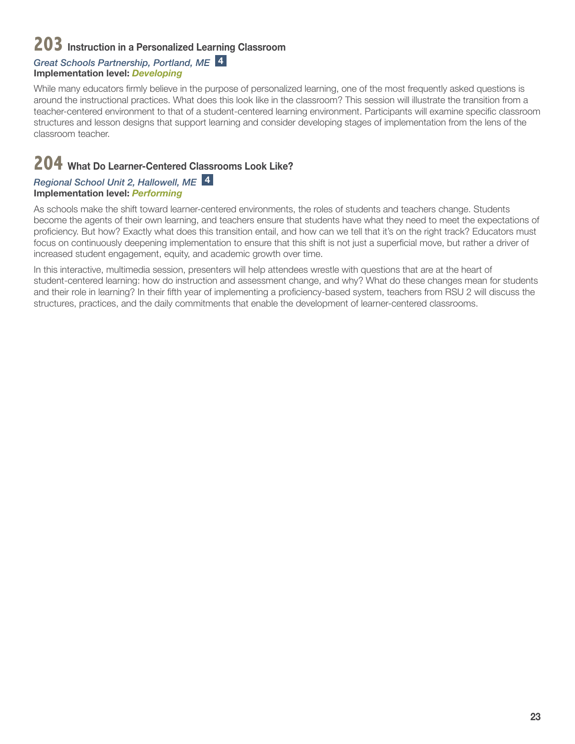## 203 Instruction in a Personalized Learning Classroom

*Great Schools Partnership, Portland, ME* **4**

**Implementation level:** ***Developing***

While many educators firmly believe in the purpose of personalized learning, one of the most frequently asked questions is around the instructional practices. What does this look like in the classroom? This session will illustrate the transition from a teacher-centered environment to that of a student-centered learning environment. Participants will examine specific classroom structures and lesson designs that support learning and consider developing stages of implementation from the lens of the classroom teacher.

## 204 What Do Learner-Centered Classrooms Look Like?

*Regional School Unit 2, Hallowell, ME* **4**

**Implementation level:** ***Performing***

As schools make the shift toward learner-centered environments, the roles of students and teachers change. Students become the agents of their own learning, and teachers ensure that students have what they need to meet the expectations of proficiency. But how? Exactly what does this transition entail, and how can we tell that it's on the right track? Educators must focus on continuously deepening implementation to ensure that this shift is not just a superficial move, but rather a driver of increased student engagement, equity, and academic growth over time.

In this interactive, multimedia session, presenters will help attendees wrestle with questions that are at the heart of student-centered learning: how do instruction and assessment change, and why? What do these changes mean for students and their role in learning? In their fifth year of implementing a proficiency-based system, teachers from RSU 2 will discuss the structures, practices, and the daily commitments that enable the development of learner-centered classrooms.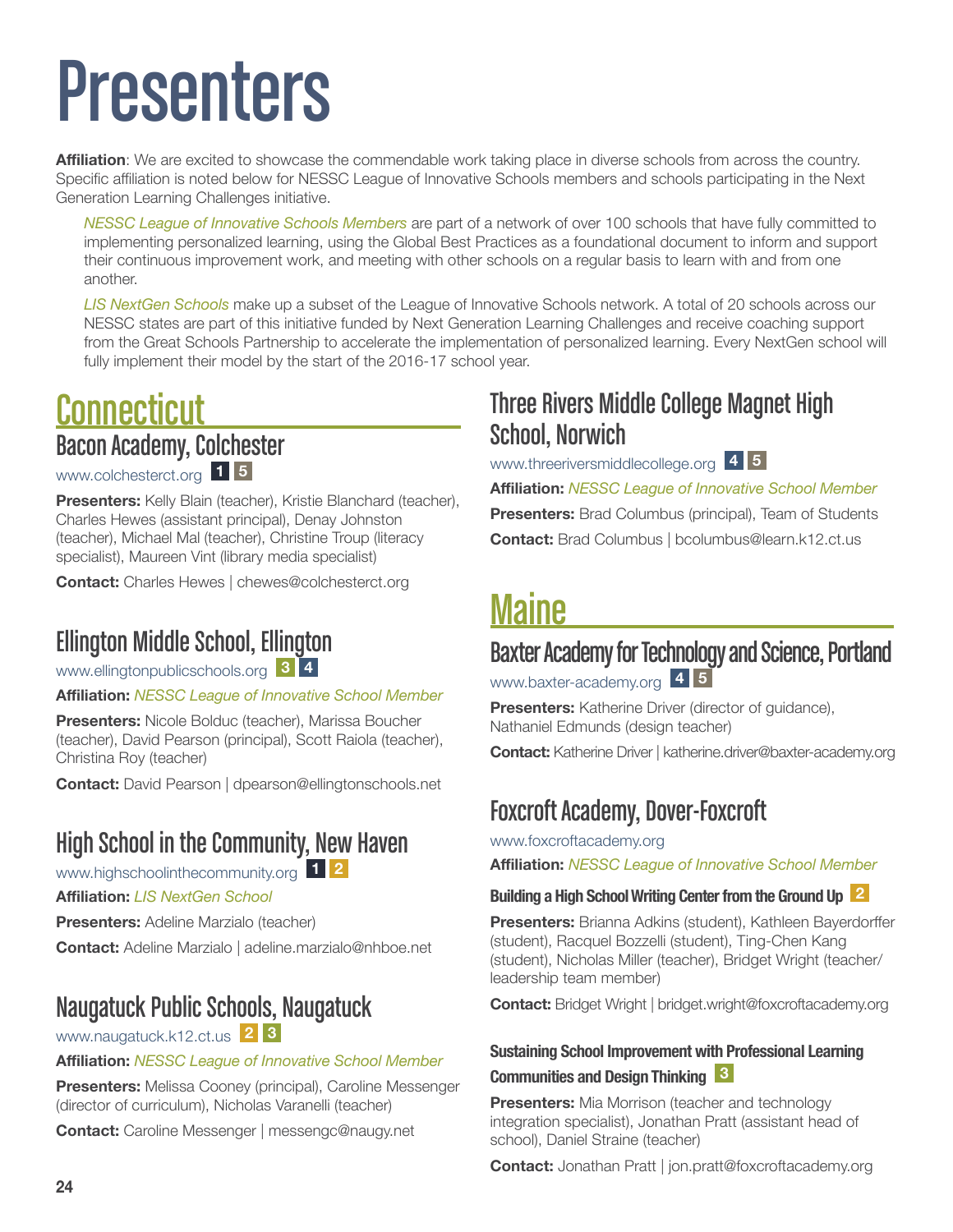# Presenters

**Affiliation**: We are excited to showcase the commendable work taking place in diverse schools from across the country. Specific affiliation is noted below for NESSC League of Innovative Schools members and schools participating in the Next Generation Learning Challenges initiative.

*NESSC League of Innovative Schools Members* are part of a network of over 100 schools that have fully committed to implementing personalized learning, using the Global Best Practices as a foundational document to inform and support their continuous improvement work, and meeting with other schools on a regular basis to learn with and from one another.

*LIS NextGen Schools* make up a subset of the League of Innovative Schools network. A total of 20 schools across our NESSC states are part of this initiative funded by Next Generation Learning Challenges and receive coaching support from the Great Schools Partnership to accelerate the implementation of personalized learning. Every NextGen school will fully implement their model by the start of the 2016-17 school year.

## Connecticut

### Bacon Academy, Colchester

www.colchesterct.org 1 5

**Presenters:** Kelly Blain (teacher), Kristie Blanchard (teacher), Charles Hewes (assistant principal), Denay Johnston (teacher), Michael Mal (teacher), Christine Troup (literacy specialist), Maureen Vint (library media specialist)

**Contact:** Charles Hewes | chewes@colchesterct.org

### Ellington Middle School, Ellington

www.ellingtonpublicschools.org 3 4

**Affiliation:** *NESSC League of Innovative School Member*

**Presenters:** Nicole Bolduc (teacher), Marissa Boucher (teacher), David Pearson (principal), Scott Raiola (teacher), Christina Roy (teacher)

**Contact:** David Pearson | dpearson@ellingtonschools.net

### High School in the Community, New Haven

www.highschoolinthecommunity.org 1 2

**Affiliation:** *LIS NextGen School*

**Presenters:** Adeline Marzialo (teacher)

**Contact:** Adeline Marzialo | adeline.marzialo@nhboe.net

### Naugatuck Public Schools, Naugatuck

www.naugatuck.k12.ct.us 2 3

**Affiliation:** *NESSC League of Innovative School Member*

**Presenters:** Melissa Cooney (principal), Caroline Messenger (director of curriculum), Nicholas Varanelli (teacher)

**Contact:** Caroline Messenger | messengc@naugy.net

### Three Rivers Middle College Magnet High School, Norwich

www.threeriversmiddlecollege.org 4 5

**Affiliation:** *NESSC League of Innovative School Member*

**Presenters:** Brad Columbus (principal), Team of Students

**Contact:** Brad Columbus | bcolumbus@learn.k12.ct.us

## Maine

### Baxter Academy for Technology and Science, Portland

www.baxter-academy.org 4 5

**Presenters:** Katherine Driver (director of guidance), Nathaniel Edmunds (design teacher)

**Contact:** Katherine Driver | katherine.driver@baxter-academy.org

### Foxcroft Academy, Dover-Foxcroft

www.foxcroftacademy.org

**Affiliation:** *NESSC League of Innovative School Member*

#### Building a High School Writing Center from the Ground Up 2

**Presenters:** Brianna Adkins (student), Kathleen Bayerdorffer (student), Racquel Bozzelli (student), Ting-Chen Kang (student), Nicholas Miller (teacher), Bridget Wright (teacher/leadership team member)

**Contact:** Bridget Wright | bridget.wright@foxcroftacademy.org

#### Sustaining School Improvement with Professional Learning Communities and Design Thinking 3

**Presenters:** Mia Morrison (teacher and technology integration specialist), Jonathan Pratt (assistant head of school), Daniel Straine (teacher)

**Contact:** Jonathan Pratt | jon.pratt@foxcroftacademy.org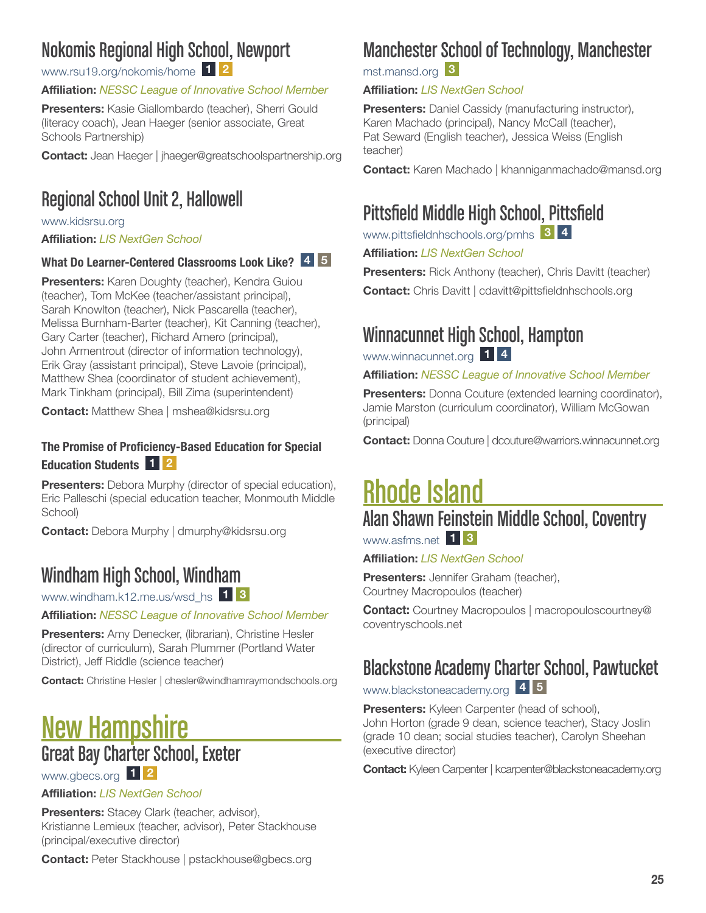## Nokomis Regional High School, Newport

www.rsu19.org/nokomis/home 1 2

**Affiliation:** *NESSC League of Innovative School Member*

**Presenters:** Kasie Giallombardo (teacher), Sherri Gould (literacy coach), Jean Haeger (senior associate, Great Schools Partnership)

**Contact:** Jean Haeger | jhaeger@greatschoolspartnership.org

## Regional School Unit 2, Hallowell

www.kidsrsu.org

**Affiliation:** *LIS NextGen School*

### What Do Learner-Centered Classrooms Look Like? 4 5

**Presenters:** Karen Doughty (teacher), Kendra Guiou (teacher), Tom McKee (teacher/assistant principal), Sarah Knowlton (teacher), Nick Pascarella (teacher), Melissa Burnham-Barter (teacher), Kit Canning (teacher), Gary Carter (teacher), Richard Amero (principal), John Armentrout (director of information technology), Erik Gray (assistant principal), Steve Lavoie (principal), Matthew Shea (coordinator of student achievement), Mark Tinkham (principal), Bill Zima (superintendent)

**Contact:** Matthew Shea | mshea@kidsrsu.org

### The Promise of Proficiency-Based Education for Special Education Students 1 2

**Presenters:** Debora Murphy (director of special education), Eric Palleschi (special education teacher, Monmouth Middle School)

**Contact:** Debora Murphy | dmurphy@kidsrsu.org

## Windham High School, Windham

www.windham.k12.me.us/wsd_hs 1 3

**Affiliation:** *NESSC League of Innovative School Member*

**Presenters:** Amy Denecker, (librarian), Christine Hesler (director of curriculum), Sarah Plummer (Portland Water District), Jeff Riddle (science teacher)

**Contact:** Christine Hesler | chesler@windhamraymondschools.org

# New Hampshire

## Great Bay Charter School, Exeter

www.gbecs.org 1 2

**Affiliation:** *LIS NextGen School*

**Presenters:** Stacey Clark (teacher, advisor), Kristianne Lemieux (teacher, advisor), Peter Stackhouse (principal/executive director)

**Contact:** Peter Stackhouse | pstackhouse@gbecs.org

## Manchester School of Technology, Manchester

mst.mansd.org 3

**Affiliation:** *LIS NextGen School*

**Presenters:** Daniel Cassidy (manufacturing instructor), Karen Machado (principal), Nancy McCall (teacher), Pat Seward (English teacher), Jessica Weiss (English teacher)

**Contact:** Karen Machado | khanniganmachado@mansd.org

## Pittsfield Middle High School, Pittsfield

www.pittsfieldnhschools.org/pmhs 3 4

**Affiliation:** *LIS NextGen School*

**Presenters:** Rick Anthony (teacher), Chris Davitt (teacher)

**Contact:** Chris Davitt | cdavitt@pittsfieldnhschools.org

## Winnacunnet High School, Hampton

www.winnacunnet.org 1 4

**Affiliation:** *NESSC League of Innovative School Member*

**Presenters:** Donna Couture (extended learning coordinator), Jamie Marston (curriculum coordinator), William McGowan (principal)

**Contact:** Donna Couture | dcouture@warriors.winnacunnet.org

# Rhode Island

## Alan Shawn Feinstein Middle School, Coventry

www.asfms.net 1 3

**Affiliation:** *LIS NextGen School*

**Presenters:** Jennifer Graham (teacher), Courtney Macropoulos (teacher)

**Contact:** Courtney Macropoulos | macropouloscourtney@coventryschools.net

## Blackstone Academy Charter School, Pawtucket

www.blackstoneacademy.org 4 5

**Presenters:** Kyleen Carpenter (head of school), John Horton (grade 9 dean, science teacher), Stacy Joslin (grade 10 dean; social studies teacher), Carolyn Sheehan (executive director)

**Contact:** Kyleen Carpenter | kcarpenter@blackstoneacademy.org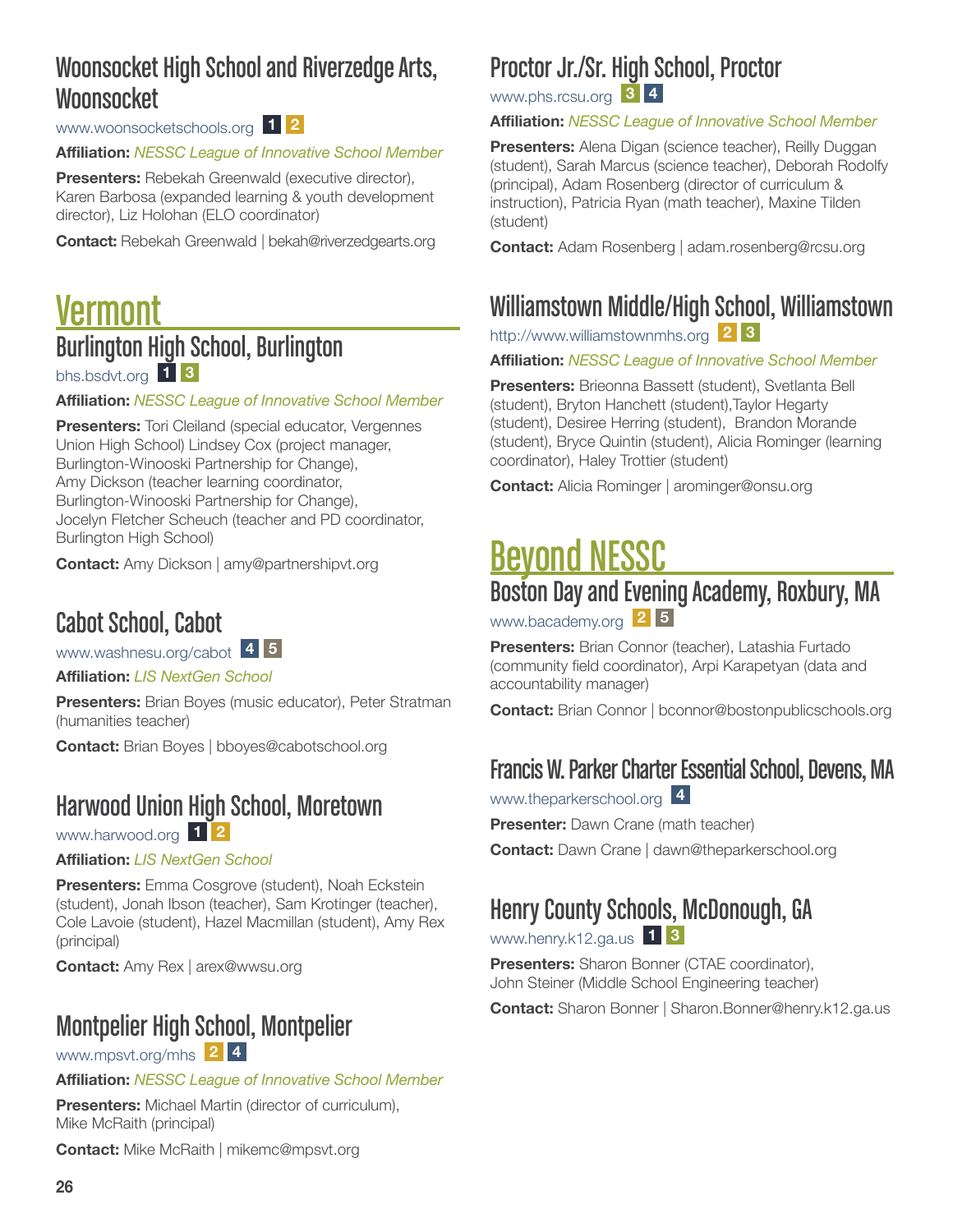### Woonsocket High School and Riverzedge Arts, Woonsocket

www.woonsocketschools.org 1 2

**Affiliation:** *NESSC League of Innovative School Member*

**Presenters:** Rebekah Greenwald (executive director), Karen Barbosa (expanded learning & youth development director), Liz Holohan (ELO coordinator)

**Contact:** Rebekah Greenwald | bekah@riverzedgearts.org

## Vermont

### Burlington High School, Burlington

bhs.bsdvt.org 1 3

**Affiliation:** *NESSC League of Innovative School Member*

**Presenters:** Tori Cleiland (special educator, Vergennes Union High School) Lindsey Cox (project manager, Burlington-Winooski Partnership for Change), Amy Dickson (teacher learning coordinator, Burlington-Winooski Partnership for Change), Jocelyn Fletcher Scheuch (teacher and PD coordinator, Burlington High School)

**Contact:** Amy Dickson | amy@partnershipvt.org

### Cabot School, Cabot

www.washnesu.org/cabot 4 5

**Affiliation:** *LIS NextGen School*

**Presenters:** Brian Boyes (music educator), Peter Stratman (humanities teacher)

**Contact:** Brian Boyes | bboyes@cabotschool.org

### Harwood Union High School, Moretown

www.harwood.org 1 2

**Affiliation:** *LIS NextGen School*

**Presenters:** Emma Cosgrove (student), Noah Eckstein (student), Jonah Ibson (teacher), Sam Krotinger (teacher), Cole Lavoie (student), Hazel Macmillan (student), Amy Rex (principal)

**Contact:** Amy Rex | arex@wwsu.org

### Montpelier High School, Montpelier

www.mpsvt.org/mhs 2 4

**Affiliation:** *NESSC League of Innovative School Member*

**Presenters:** Michael Martin (director of curriculum), Mike McRaith (principal)

**Contact:** Mike McRaith | mikemc@mpsvt.org

### Proctor Jr./Sr. High School, Proctor

www.phs.rcsu.org 3 4

**Affiliation:** *NESSC League of Innovative School Member*

**Presenters:** Alena Digan (science teacher), Reilly Duggan (student), Sarah Marcus (science teacher), Deborah Rodolfy (principal), Adam Rosenberg (director of curriculum & instruction), Patricia Ryan (math teacher), Maxine Tilden (student)

**Contact:** Adam Rosenberg | adam.rosenberg@rcsu.org

### Williamstown Middle/High School, Williamstown

http://www.williamstownmhs.org 2 3

**Affiliation:** *NESSC League of Innovative School Member*

**Presenters:** Brieonna Bassett (student), Svetlanta Bell (student), Bryton Hanchett (student),Taylor Hegarty (student), Desiree Herring (student), Brandon Morande (student), Bryce Quintin (student), Alicia Rominger (learning coordinator), Haley Trottier (student)

**Contact:** Alicia Rominger | arominger@onsu.org

## Beyond NESSC

### Boston Day and Evening Academy, Roxbury, MA

www.bacademy.org 2 5

**Presenters:** Brian Connor (teacher), Latashia Furtado (community field coordinator), Arpi Karapetyan (data and accountability manager)

**Contact:** Brian Connor | bconnor@bostonpublicschools.org

### Francis W. Parker Charter Essential School, Devens, MA

www.theparkerschool.org 4

**Presenter:** Dawn Crane (math teacher)

**Contact:** Dawn Crane | dawn@theparkerschool.org

### Henry County Schools, McDonough, GA

www.henry.k12.ga.us 1 3

**Presenters:** Sharon Bonner (CTAE coordinator), John Steiner (Middle School Engineering teacher)

**Contact:** Sharon Bonner | Sharon.Bonner@henry.k12.ga.us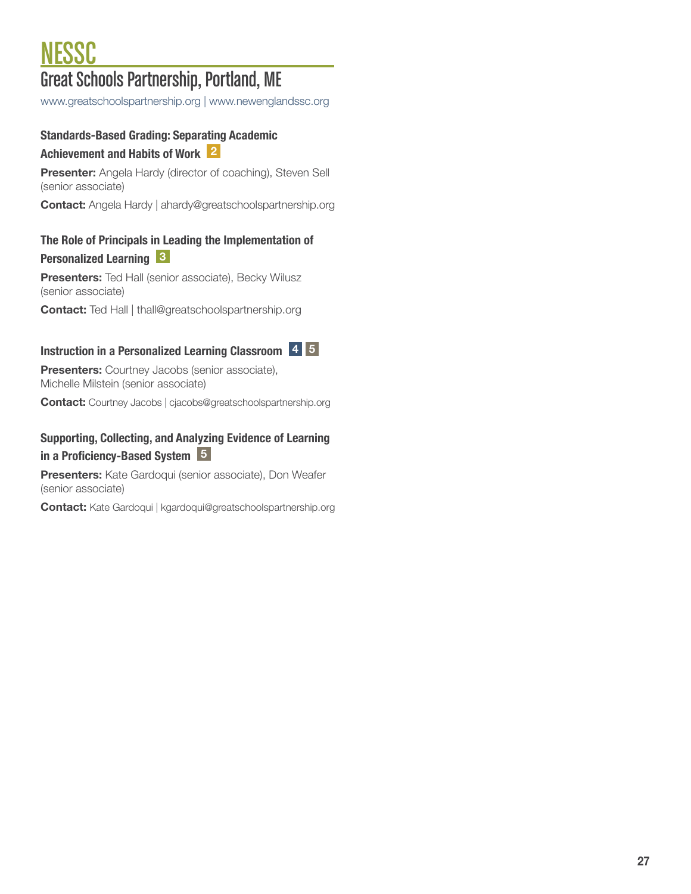# NESSC

## Great Schools Partnership, Portland, ME

www.greatschoolspartnership.org | www.newenglandssc.org

### Standards-Based Grading: Separating Academic Achievement and Habits of Work 2

**Presenter:** Angela Hardy (director of coaching), Steven Sell (senior associate)

**Contact:** Angela Hardy | ahardy@greatschoolspartnership.org

### The Role of Principals in Leading the Implementation of Personalized Learning 3

**Presenters:** Ted Hall (senior associate), Becky Wilusz (senior associate)

**Contact:** Ted Hall | thall@greatschoolspartnership.org

### Instruction in a Personalized Learning Classroom 4 5

**Presenters:** Courtney Jacobs (senior associate), Michelle Milstein (senior associate)

**Contact:** Courtney Jacobs | cjacobs@greatschoolspartnership.org

### Supporting, Collecting, and Analyzing Evidence of Learning in a Proficiency-Based System 5

**Presenters:** Kate Gardoqui (senior associate), Don Weafer (senior associate)

**Contact:** Kate Gardoqui | kgardoqui@greatschoolspartnership.org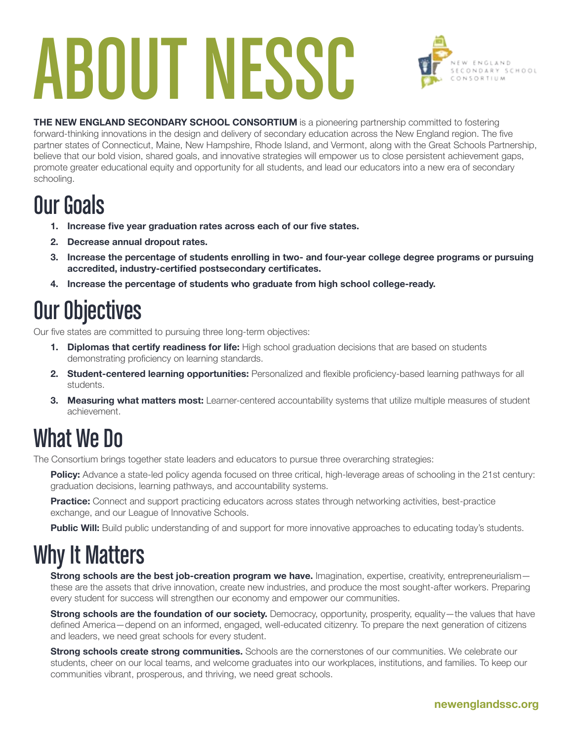# ABOUT NESSC

NEW ENGLAND SECONDARY SCHOOL CONSORTIUM

**THE NEW ENGLAND SECONDARY SCHOOL CONSORTIUM** is a pioneering partnership committed to fostering forward-thinking innovations in the design and delivery of secondary education across the New England region. The five partner states of Connecticut, Maine, New Hampshire, Rhode Island, and Vermont, along with the Great Schools Partnership, believe that our bold vision, shared goals, and innovative strategies will empower us to close persistent achievement gaps, promote greater educational equity and opportunity for all students, and lead our educators into a new era of secondary schooling.

## Our Goals

1. **Increase five year graduation rates across each of our five states.**
2. **Decrease annual dropout rates.**
3. **Increase the percentage of students enrolling in two- and four-year college degree programs or pursuing accredited, industry-certified postsecondary certificates.**
4. **Increase the percentage of students who graduate from high school college-ready.**

## Our Objectives

Our five states are committed to pursuing three long-term objectives:

1. **Diplomas that certify readiness for life:** High school graduation decisions that are based on students demonstrating proficiency on learning standards.
2. **Student-centered learning opportunities:** Personalized and flexible proficiency-based learning pathways for all students.
3. **Measuring what matters most:** Learner-centered accountability systems that utilize multiple measures of student achievement.

## What We Do

The Consortium brings together state leaders and educators to pursue three overarching strategies:

**Policy:** Advance a state-led policy agenda focused on three critical, high-leverage areas of schooling in the 21st century: graduation decisions, learning pathways, and accountability systems.

**Practice:** Connect and support practicing educators across states through networking activities, best-practice exchange, and our League of Innovative Schools.

**Public Will:** Build public understanding of and support for more innovative approaches to educating today's students.

## Why It Matters

**Strong schools are the best job-creation program we have.** Imagination, expertise, creativity, entrepreneurialism—these are the assets that drive innovation, create new industries, and produce the most sought-after workers. Preparing every student for success will strengthen our economy and empower our communities.

**Strong schools are the foundation of our society.** Democracy, opportunity, prosperity, equality—the values that have defined America—depend on an informed, engaged, well-educated citizenry. To prepare the next generation of citizens and leaders, we need great schools for every student.

**Strong schools create strong communities.** Schools are the cornerstones of our communities. We celebrate our students, cheer on our local teams, and welcome graduates into our workplaces, institutions, and families. To keep our communities vibrant, prosperous, and thriving, we need great schools.

**newenglandssc.org**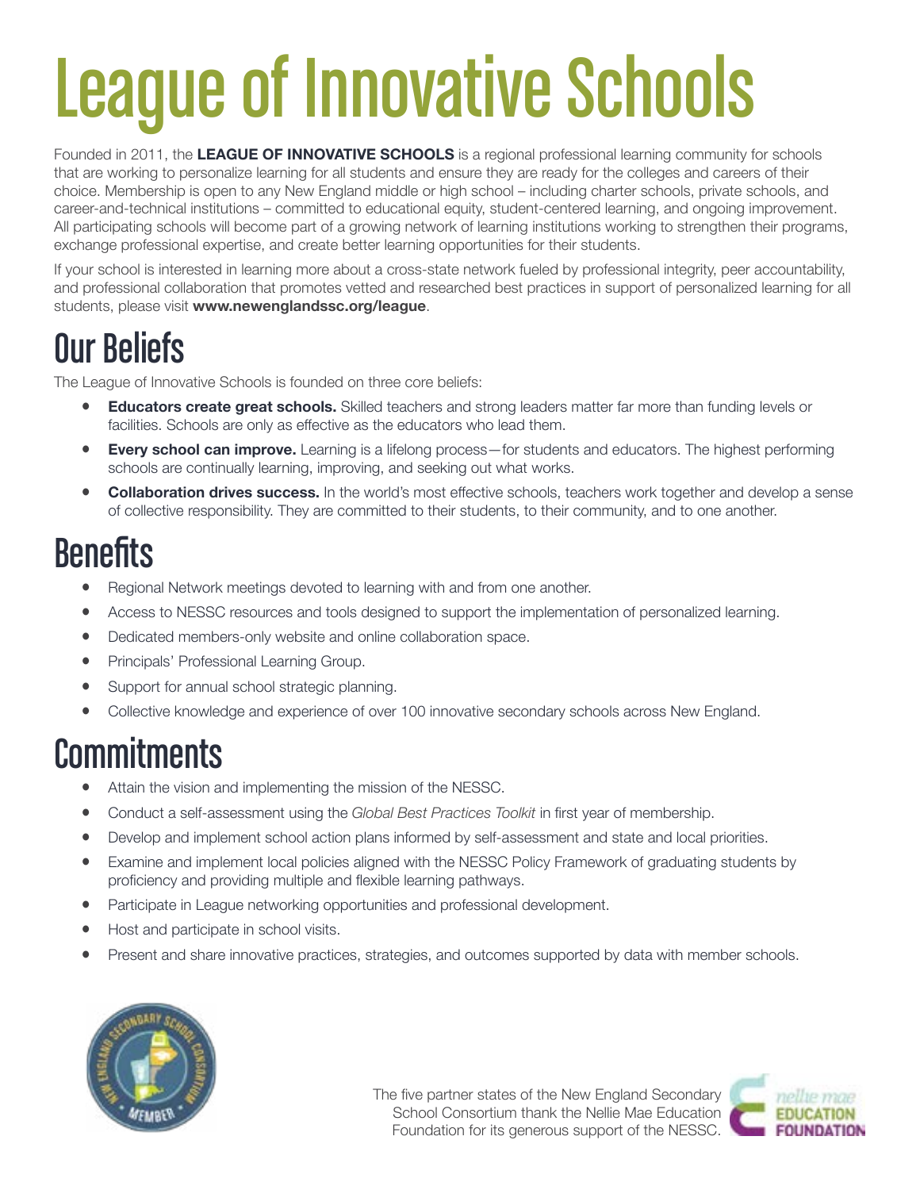# League of Innovative Schools

Founded in 2011, the **LEAGUE OF INNOVATIVE SCHOOLS** is a regional professional learning community for schools that are working to personalize learning for all students and ensure they are ready for the colleges and careers of their choice. Membership is open to any New England middle or high school – including charter schools, private schools, and career-and-technical institutions – committed to educational equity, student-centered learning, and ongoing improvement. All participating schools will become part of a growing network of learning institutions working to strengthen their programs, exchange professional expertise, and create better learning opportunities for their students.

If your school is interested in learning more about a cross-state network fueled by professional integrity, peer accountability, and professional collaboration that promotes vetted and researched best practices in support of personalized learning for all students, please visit **www.newenglandssc.org/league**.

## Our Beliefs

The League of Innovative Schools is founded on three core beliefs:

- **Educators create great schools.** Skilled teachers and strong leaders matter far more than funding levels or facilities. Schools are only as effective as the educators who lead them.
- **Every school can improve.** Learning is a lifelong process—for students and educators. The highest performing schools are continually learning, improving, and seeking out what works.
- **Collaboration drives success.** In the world's most effective schools, teachers work together and develop a sense of collective responsibility. They are committed to their students, to their community, and to one another.

## Benefits

- Regional Network meetings devoted to learning with and from one another.
- Access to NESSC resources and tools designed to support the implementation of personalized learning.
- Dedicated members-only website and online collaboration space.
- Principals' Professional Learning Group.
- Support for annual school strategic planning.
- Collective knowledge and experience of over 100 innovative secondary schools across New England.

## Commitments

- Attain the vision and implementing the mission of the NESSC.
- Conduct a self-assessment using the *Global Best Practices Toolkit* in first year of membership.
- Develop and implement school action plans informed by self-assessment and state and local priorities.
- Examine and implement local policies aligned with the NESSC Policy Framework of graduating students by proficiency and providing multiple and flexible learning pathways.
- Participate in League networking opportunities and professional development.
- Host and participate in school visits.
- Present and share innovative practices, strategies, and outcomes supported by data with member schools.

The five partner states of the New England Secondary School Consortium thank the Nellie Mae Education Foundation for its generous support of the NESSC.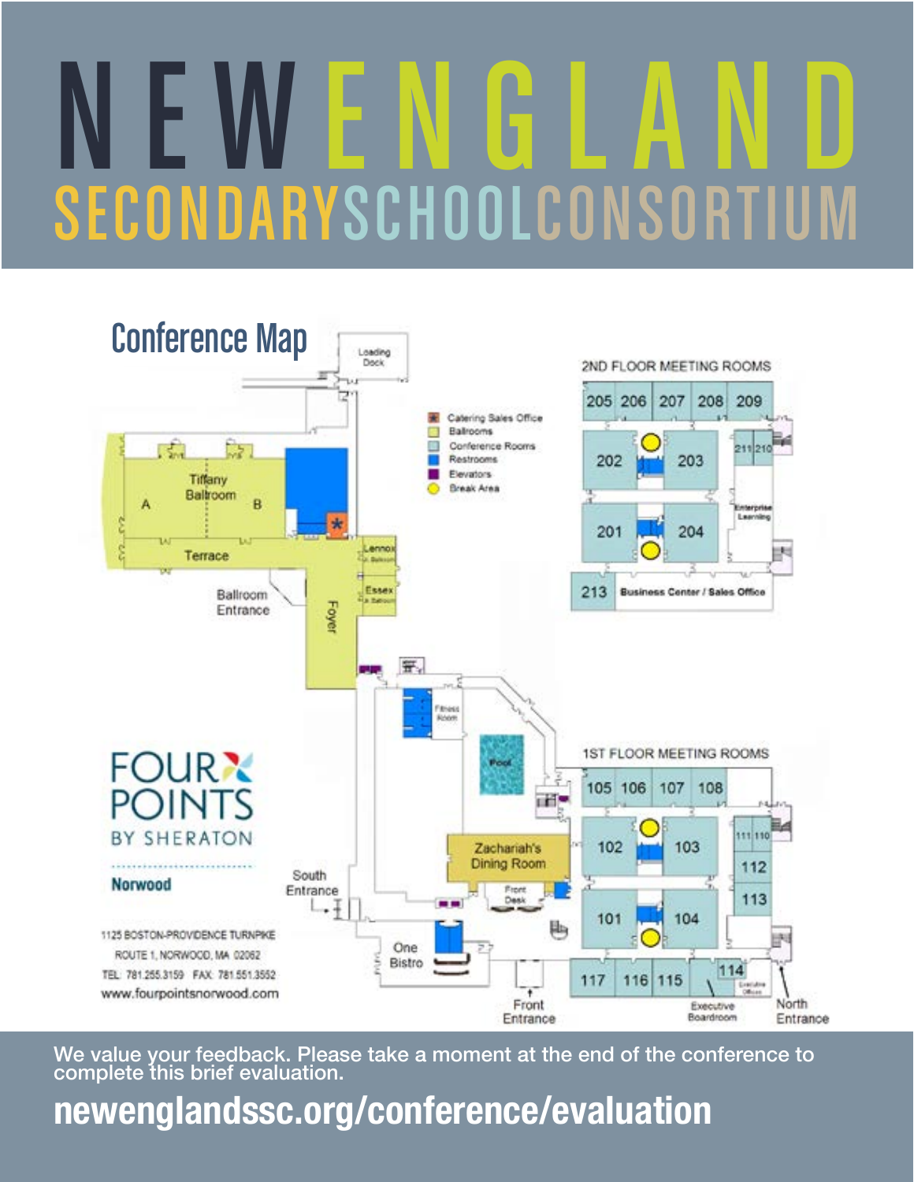# NEW ENGLAND SECONDARY SCHOOL CONSORTIUM

## Conference Map

Loading Dock

2ND FLOOR MEETING ROOMS

205 206 207 208 209

202 203 211 210

Enterprise Learning

201 204

213 Business Center / Sales Office

- Catering Sales Office
- Ballrooms
- Conference Rooms
- Restrooms
- Elevators
- Break Area

Tiffany Ballroom

A B

Terrace

Lennox A. Ballroom

Essex A. Ballroom

Ballroom Entrance

Foyer

Fitness Room

Pool

1ST FLOOR MEETING ROOMS

105 106 107 108

102 103 111 110

112

113

101 104

Zachariah's Dining Room

Front Desk

South Entrance

One Bistro

117 116 115 114

Executive Offices

Front Entrance

Executive Boardroom

North Entrance

FOUR POINTS BY SHERATON

Norwood

1125 BOSTON-PROVIDENCE TURNPIKE
ROUTE 1, NORWOOD, MA 02062
TEL 781.255.3159 FAX 781.551.3552
www.fourpointsnorwood.com

We value your feedback. Please take a moment at the end of the conference to complete this brief evaluation.

**newenglandssc.org/conference/evaluation**